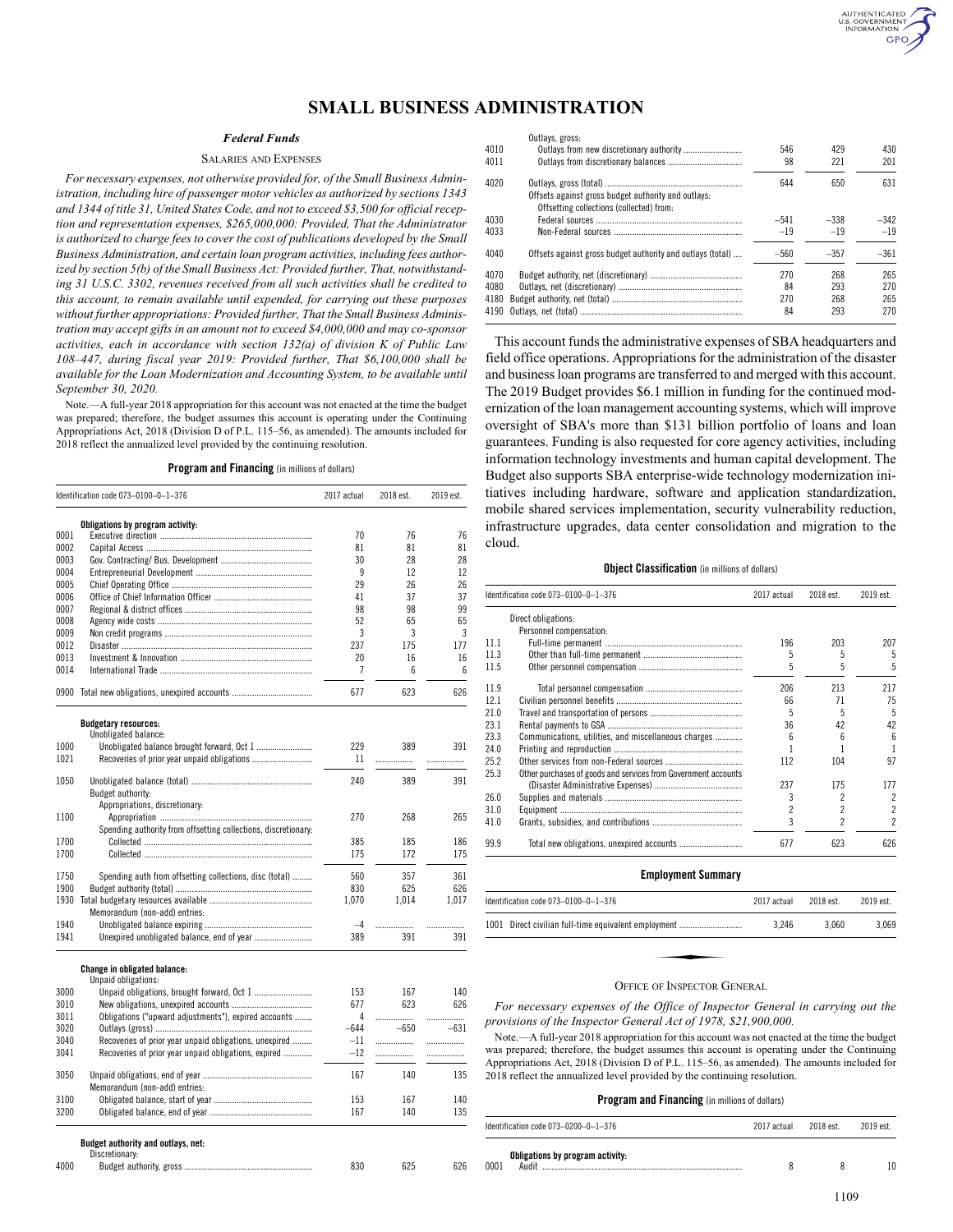# SMALL BUSINESS ADMINISTRATION

## *Federal Funds*

### Salaries and Expenses

*For necessary expenses, not otherwise provided for, of the Small Business Administration, including hire of passenger motor vehicles as authorized by sections 1343 and 1344 of title 31, United States Code, and not to exceed $3,500 for official reception and representation expenses, $265,000,000: Provided, That the Administrator is authorized to charge fees to cover the cost of publications developed by the Small Business Administration, and certain loan program activities, including fees authorized by section 5(b) of the Small Business Act: Provided further, That, notwithstanding 31 U.S.C. 3302, revenues received from all such activities shall be credited to this account, to remain available until expended, for carrying out these purposes without further appropriations: Provided further, That the Small Business Administration may accept gifts in an amount not to exceed $4,000,000 and may co-sponsor activities, each in accordance with section 132(a) of division K of Public Law 108–447, during fiscal year 2019: Provided further, That $6,100,000 shall be available for the Loan Modernization and Accounting System, to be available until September 30, 2020.*

Note.—A full-year 2018 appropriation for this account was not enacted at the time the budget was prepared; therefore, the budget assumes this account is operating under the Continuing Appropriations Act, 2018 (Division D of P.L. 115–56, as amended). The amounts included for 2018 reflect the annualized level provided by the continuing resolution.

**Program and Financing** (in millions of dollars)

| Identification code 073–0100–0–1–376 | | 2017 actual | 2018 est. | 2019 est. |
|---|---|---|---|---|
| | **Obligations by program activity:** | | | |
| 0001 | Executive direction | 70 | 76 | 76 |
| 0002 | Capital Access | 81 | 81 | 81 |
| 0003 | Gov. Contracting/ Bus. Development | 30 | 28 | 28 |
| 0004 | Entrepreneurial Development | 9 | 12 | 12 |
| 0005 | Chief Operating Office | 29 | 26 | 26 |
| 0006 | Office of Chief Information Officer | 41 | 37 | 37 |
| 0007 | Regional & district offices | 98 | 98 | 99 |
| 0008 | Agency wide costs | 52 | 65 | 65 |
| 0009 | Non credit programs | 3 | 3 | 3 |
| 0012 | Disaster | 237 | 175 | 177 |
| 0013 | Investment & Innovation | 20 | 16 | 16 |
| 0014 | International Trade | 7 | 6 | 6 |
| 0900 | Total new obligations, unexpired accounts | 677 | 623 | 626 |
| | **Budgetary resources:** | | | |
| | Unobligated balance: | | | |
| 1000 | Unobligated balance brought forward, Oct 1 | 229 | 389 | 391 |
| 1021 | Recoveries of prior year unpaid obligations | 11 | | |
| 1050 | Unobligated balance (total) | 240 | 389 | 391 |
| | Budget authority: | | | |
| | Appropriations, discretionary: | | | |
| 1100 | Appropriation | 270 | 268 | 265 |
| | Spending authority from offsetting collections, discretionary: | | | |
| 1700 | Collected | 385 | 185 | 186 |
| 1700 | Collected | 175 | 172 | 175 |
| 1750 | Spending auth from offsetting collections, disc (total) | 560 | 357 | 361 |
| 1900 | Budget authority (total) | 830 | 625 | 626 |
| 1930 | Total budgetary resources available | 1,070 | 1,014 | 1,017 |
| | Memorandum (non-add) entries: | | | |
| 1940 | Unobligated balance expiring | –4 | | |
| 1941 | Unexpired unobligated balance, end of year | 389 | 391 | 391 |
| | **Change in obligated balance:** | | | |
| | Unpaid obligations: | | | |
| 3000 | Unpaid obligations, brought forward, Oct 1 | 153 | 167 | 140 |
| 3010 | New obligations, unexpired accounts | 677 | 623 | 626 |
| 3011 | Obligations ("upward adjustments"), expired accounts | 4 | | |
| 3020 | Outlays (gross) | –644 | –650 | –631 |
| 3040 | Recoveries of prior year unpaid obligations, unexpired | –11 | | |
| 3041 | Recoveries of prior year unpaid obligations, expired | –12 | | |
| 3050 | Unpaid obligations, end of year | 167 | 140 | 135 |
| | Memorandum (non-add) entries: | | | |
| 3100 | Obligated balance, start of year | 153 | 167 | 140 |
| 3200 | Obligated balance, end of year | 167 | 140 | 135 |
| | **Budget authority and outlays, net:** | | | |
| | Discretionary: | | | |
| 4000 | Budget authority, gross | 830 | 625 | 626 |
| | Outlays, gross: | | | |
| 4010 | Outlays from new discretionary authority | 546 | 429 | 430 |
| 4011 | Outlays from discretionary balances | 98 | 221 | 201 |
| 4020 | Outlays, gross (total) | 644 | 650 | 631 |
| | Offsets against gross budget authority and outlays: | | | |
| | Offsetting collections (collected) from: | | | |
| 4030 | Federal sources | –541 | –338 | –342 |
| 4033 | Non-Federal sources | –19 | –19 | –19 |
| 4040 | Offsets against gross budget authority and outlays (total) | –560 | –357 | –361 |
| 4070 | Budget authority, net (discretionary) | 270 | 268 | 265 |
| 4080 | Outlays, net (discretionary) | 84 | 293 | 270 |
| 4180 | Budget authority, net (total) | 270 | 268 | 265 |
| 4190 | Outlays, net (total) | 84 | 293 | 270 |

This account funds the administrative expenses of SBA headquarters and field office operations. Appropriations for the administration of the disaster and business loan programs are transferred to and merged with this account. The 2019 Budget provides $6.1 million in funding for the continued modernization of the loan management accounting systems, which will improve oversight of SBA's more than $131 billion portfolio of loans and loan guarantees. Funding is also requested for core agency activities, including information technology investments and human capital development. The Budget also supports SBA enterprise-wide technology modernization initiatives including hardware, software and application standardization, mobile shared services implementation, security vulnerability reduction, infrastructure upgrades, data center consolidation and migration to the cloud.

**Object Classification** (in millions of dollars)

| Identification code 073–0100–0–1–376 | | 2017 actual | 2018 est. | 2019 est. |
|---|---|---|---|---|
| | Direct obligations: | | | |
| | Personnel compensation: | | | |
| 11.1 | Full-time permanent | 196 | 203 | 207 |
| 11.3 | Other than full-time permanent | 5 | 5 | 5 |
| 11.5 | Other personnel compensation | 5 | 5 | 5 |
| 11.9 | Total personnel compensation | 206 | 213 | 217 |
| 12.1 | Civilian personnel benefits | 66 | 71 | 75 |
| 21.0 | Travel and transportation of persons | 5 | 5 | 5 |
| 23.1 | Rental payments to GSA | 36 | 42 | 42 |
| 23.3 | Communications, utilities, and miscellaneous charges | 6 | 6 | 6 |
| 24.0 | Printing and reproduction | 1 | 1 | 1 |
| 25.2 | Other services from non-Federal sources | 112 | 104 | 97 |
| 25.3 | Other purchases of goods and services from Government accounts (Disaster Administrative Expenses) | 237 | 175 | 177 |
| 26.0 | Supplies and materials | 3 | 2 | 2 |
| 31.0 | Equipment | 2 | 2 | 2 |
| 41.0 | Grants, subsidies, and contributions | 3 | 2 | 2 |
| 99.9 | Total new obligations, unexpired accounts | 677 | 623 | 626 |

**Employment Summary**

| Identification code 073–0100–0–1–376 | | 2017 actual | 2018 est. | 2019 est. |
|---|---|---|---|---|
| 1001 | Direct civilian full-time equivalent employment | 3,246 | 3,060 | 3,069 |

### Office of Inspector General

*For necessary expenses of the Office of Inspector General in carrying out the provisions of the Inspector General Act of 1978, $21,900,000.*

Note.—A full-year 2018 appropriation for this account was not enacted at the time the budget was prepared; therefore, the budget assumes this account is operating under the Continuing Appropriations Act, 2018 (Division D of P.L. 115–56, as amended). The amounts included for 2018 reflect the annualized level provided by the continuing resolution.

**Program and Financing** (in millions of dollars)

| Identification code 073–0200–0–1–376 | | 2017 actual | 2018 est. | 2019 est. |
|---|---|---|---|---|
| | **Obligations by program activity:** | | | |
| 0001 | Audit | 8 | 8 | 10 |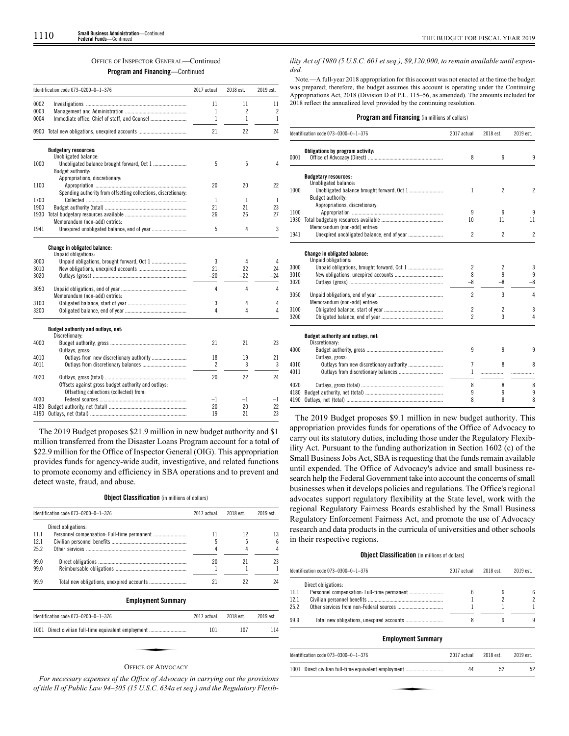OFFICE OF INSPECTOR GENERAL—Continued

**Program and Financing**—Continued

| Identification code 073–0200–0–1–376 | | 2017 actual | 2018 est. | 2019 est. |
|---|---|---|---|---|
| 0002 | Investigations | 11 | 11 | 11 |
| 0003 | Management and Administration | 1 | 2 | 2 |
| 0004 | Immediate office, Chief of staff, and Counsel | 1 | 1 | 1 |
| 0900 | Total new obligations, unexpired accounts | 21 | 22 | 24 |
| | **Budgetary resources:** | | | |
| | Unobligated balance: | | | |
| 1000 | Unobligated balance brought forward, Oct 1 | 5 | 5 | 4 |
| | Budget authority: | | | |
| | Appropriations, discretionary: | | | |
| 1100 | Appropriation | 20 | 20 | 22 |
| | Spending authority from offsetting collections, discretionary: | | | |
| 1700 | Collected | 1 | 1 | 1 |
| 1900 | Budget authority (total) | 21 | 21 | 23 |
| 1930 | Total budgetary resources available | 26 | 26 | 27 |
| | Memorandum (non-add) entries: | | | |
| 1941 | Unexpired unobligated balance, end of year | 5 | 4 | 3 |
| | **Change in obligated balance:** | | | |
| | Unpaid obligations: | | | |
| 3000 | Unpaid obligations, brought forward, Oct 1 | 3 | 4 | 4 |
| 3010 | New obligations, unexpired accounts | 21 | 22 | 24 |
| 3020 | Outlays (gross) | –20 | –22 | –24 |
| 3050 | Unpaid obligations, end of year | 4 | 4 | 4 |
| | Memorandum (non-add) entries: | | | |
| 3100 | Obligated balance, start of year | 3 | 4 | 4 |
| 3200 | Obligated balance, end of year | 4 | 4 | 4 |
| | **Budget authority and outlays, net:** | | | |
| | Discretionary: | | | |
| 4000 | Budget authority, gross | 21 | 21 | 23 |
| | Outlays, gross: | | | |
| 4010 | Outlays from new discretionary authority | 18 | 19 | 21 |
| 4011 | Outlays from discretionary balances | 2 | 3 | 3 |
| 4020 | Outlays, gross (total) | 20 | 22 | 24 |
| | Offsets against gross budget authority and outlays: | | | |
| | Offsetting collections (collected) from: | | | |
| 4030 | Federal sources | –1 | –1 | –1 |
| 4180 | Budget authority, net (total) | 20 | 20 | 22 |
| 4190 | Outlays, net (total) | 19 | 21 | 23 |

The 2019 Budget proposes $21.9 million in new budget authority and $1 million transferred from the Disaster Loans Program account for a total of $22.9 million for the Office of Inspector General (OIG). This appropriation provides funds for agency-wide audit, investigative, and related functions to promote economy and efficiency in SBA operations and to prevent and detect waste, fraud, and abuse.

**Object Classification** (in millions of dollars)

| Identification code 073–0200–0–1–376 | | 2017 actual | 2018 est. | 2019 est. |
|---|---|---|---|---|
| | Direct obligations: | | | |
| 11.1 | Personnel compensation: Full-time permanent | 11 | 12 | 13 |
| 12.1 | Civilian personnel benefits | 5 | 5 | 6 |
| 25.2 | Other services | 4 | 4 | 4 |
| 99.0 | Direct obligations | 20 | 21 | 23 |
| 99.0 | Reimbursable obligations | 1 | 1 | 1 |
| 99.9 | Total new obligations, unexpired accounts | 21 | 22 | 24 |

**Employment Summary**

| Identification code 073–0200–0–1–376 | | 2017 actual | 2018 est. | 2019 est. |
|---|---|---|---|---|
| 1001 | Direct civilian full-time equivalent employment | 101 | 107 | 114 |

OFFICE OF ADVOCACY

*For necessary expenses of the Office of Advocacy in carrying out the provisions of title II of Public Law 94–305 (15 U.S.C. 634a et seq.) and the Regulatory Flexibility Act of 1980 (5 U.S.C. 601 et seq.), $9,120,000, to remain available until expended.*

Note.—A full-year 2018 appropriation for this account was not enacted at the time the budget was prepared; therefore, the budget assumes this account is operating under the Continuing Appropriations Act, 2018 (Division D of P.L. 115–56, as amended). The amounts included for 2018 reflect the annualized level provided by the continuing resolution.

**Program and Financing** (in millions of dollars)

| Identification code 073–0300–0–1–376 | | 2017 actual | 2018 est. | 2019 est. |
|---|---|---|---|---|
| | **Obligations by program activity:** | | | |
| 0001 | Office of Advocacy (Direct) | 8 | 9 | 9 |
| | **Budgetary resources:** | | | |
| | Unobligated balance: | | | |
| 1000 | Unobligated balance brought forward, Oct 1 | 1 | 2 | 2 |
| | Budget authority: | | | |
| | Appropriations, discretionary: | | | |
| 1100 | Appropriation | 9 | 9 | 9 |
| 1930 | Total budgetary resources available | 10 | 11 | 11 |
| | Memorandum (non-add) entries: | | | |
| 1941 | Unexpired unobligated balance, end of year | 2 | 2 | 2 |
| | **Change in obligated balance:** | | | |
| | Unpaid obligations: | | | |
| 3000 | Unpaid obligations, brought forward, Oct 1 | 2 | 2 | 3 |
| 3010 | New obligations, unexpired accounts | 8 | 9 | 9 |
| 3020 | Outlays (gross) | –8 | –8 | –8 |
| 3050 | Unpaid obligations, end of year | 2 | 3 | 4 |
| | Memorandum (non-add) entries: | | | |
| 3100 | Obligated balance, start of year | 2 | 2 | 3 |
| 3200 | Obligated balance, end of year | 2 | 3 | 4 |
| | **Budget authority and outlays, net:** | | | |
| | Discretionary: | | | |
| 4000 | Budget authority, gross | 9 | 9 | 9 |
| | Outlays, gross: | | | |
| 4010 | Outlays from new discretionary authority | 7 | 8 | 8 |
| 4011 | Outlays from discretionary balances | 1 | | |
| 4020 | Outlays, gross (total) | 8 | 8 | 8 |
| 4180 | Budget authority, net (total) | 9 | 9 | 9 |
| 4190 | Outlays, net (total) | 8 | 8 | 8 |

The 2019 Budget proposes $9.1 million in new budget authority. This appropriation provides funds for operations of the Office of Advocacy to carry out its statutory duties, including those under the Regulatory Flexibility Act. Pursuant to the funding authorization in Section 1602 (c) of the Small Business Jobs Act, SBA is requesting that the funds remain available until expended. The Office of Advocacy's advice and small business research help the Federal Government take into account the concerns of small businesses when it develops policies and regulations. The Office's regional advocates support regulatory flexibility at the State level, work with the regional Regulatory Fairness Boards established by the Small Business Regulatory Enforcement Fairness Act, and promote the use of Advocacy research and data products in the curricula of universities and other schools in their respective regions.

**Object Classification** (in millions of dollars)

| Identification code 073–0300–0–1–376 | | 2017 actual | 2018 est. | 2019 est. |
|---|---|---|---|---|
| | Direct obligations: | | | |
| 11.1 | Personnel compensation: Full-time permanent | 6 | 6 | 6 |
| 12.1 | Civilian personnel benefits | 1 | 2 | 2 |
| 25.2 | Other services from non-Federal sources | 1 | 1 | 1 |
| 99.9 | Total new obligations, unexpired accounts | 8 | 9 | 9 |

**Employment Summary**

| Identification code 073–0300–0–1–376 | | 2017 actual | 2018 est. | 2019 est. |
|---|---|---|---|---|
| 1001 | Direct civilian full-time equivalent employment | 44 | 52 | 52 |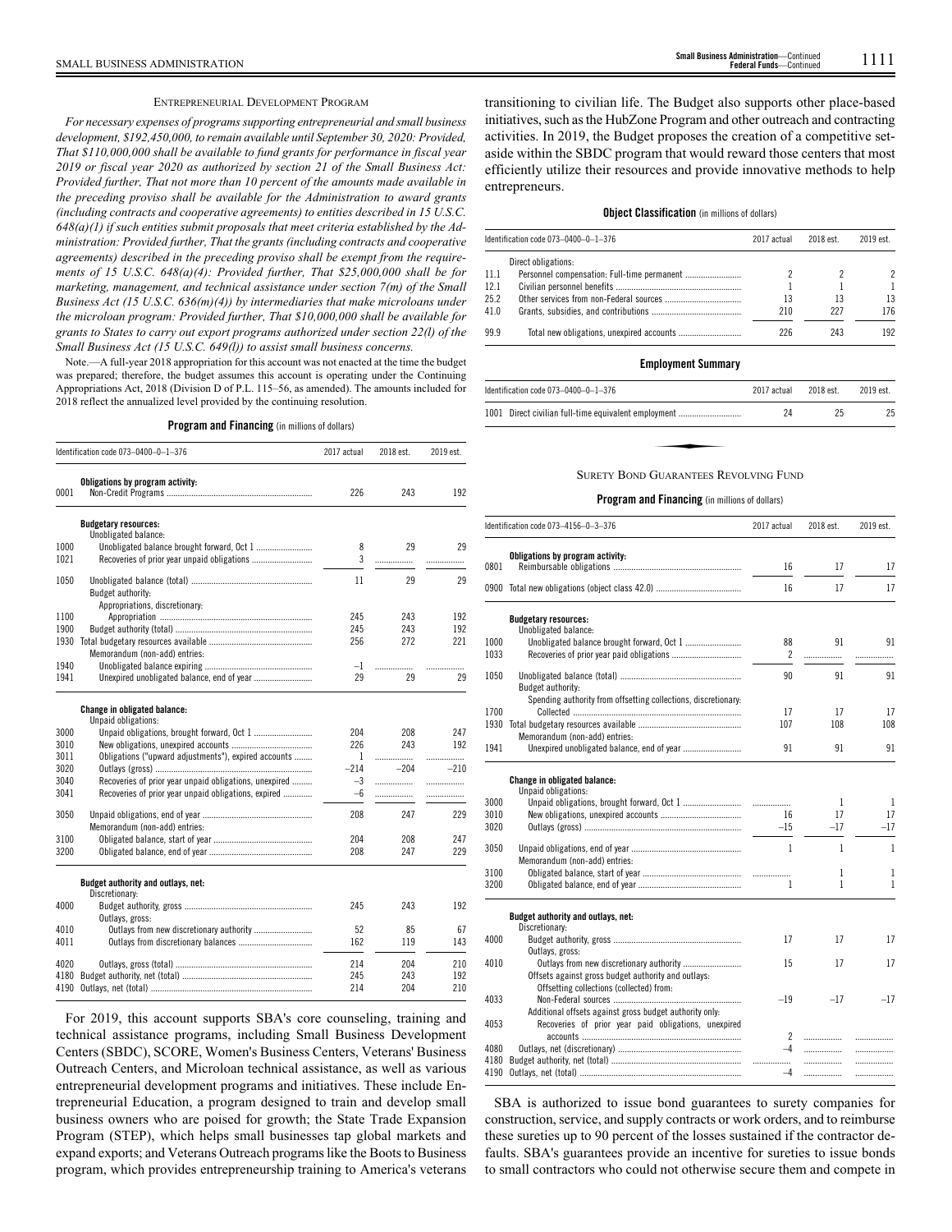### ENTREPRENEURIAL DEVELOPMENT PROGRAM

*For necessary expenses of programs supporting entrepreneurial and small business development, $192,450,000, to remain available until September 30, 2020: Provided, That $110,000,000 shall be available to fund grants for performance in fiscal year 2019 or fiscal year 2020 as authorized by section 21 of the Small Business Act: Provided further, That not more than 10 percent of the amounts made available in the preceding proviso shall be available for the Administration to award grants (including contracts and cooperative agreements) to entities described in 15 U.S.C. 648(a)(1) if such entities submit proposals that meet criteria established by the Administration: Provided further, That the grants (including contracts and cooperative agreements) described in the preceding proviso shall be exempt from the requirements of 15 U.S.C. 648(a)(4): Provided further, That $25,000,000 shall be for marketing, management, and technical assistance under section 7(m) of the Small Business Act (15 U.S.C. 636(m)(4)) by intermediaries that make microloans under the microloan program: Provided further, That $10,000,000 shall be available for grants to States to carry out export programs authorized under section 22(l) of the Small Business Act (15 U.S.C. 649(l)) to assist small business concerns.*

Note.—A full-year 2018 appropriation for this account was not enacted at the time the budget was prepared; therefore, the budget assumes this account is operating under the Continuing Appropriations Act, 2018 (Division D of P.L. 115–56, as amended). The amounts included for 2018 reflect the annualized level provided by the continuing resolution.

**Program and Financing** (in millions of dollars)

| Identification code 073–0400–0–1–376 | | 2017 actual | 2018 est. | 2019 est. |
|---|---|---|---|---|
| | **Obligations by program activity:** | | | |
| 0001 | Non-Credit Programs | 226 | 243 | 192 |
| | **Budgetary resources:** | | | |
| | Unobligated balance: | | | |
| 1000 | Unobligated balance brought forward, Oct 1 | 8 | 29 | 29 |
| 1021 | Recoveries of prior year unpaid obligations | 3 | | |
| 1050 | Unobligated balance (total) | 11 | 29 | 29 |
| | Budget authority: | | | |
| | Appropriations, discretionary: | | | |
| 1100 | Appropriation | 245 | 243 | 192 |
| 1900 | Budget authority (total) | 245 | 243 | 192 |
| 1930 | Total budgetary resources available | 256 | 272 | 221 |
| | Memorandum (non-add) entries: | | | |
| 1940 | Unobligated balance expiring | –1 | | |
| 1941 | Unexpired unobligated balance, end of year | 29 | 29 | 29 |
| | **Change in obligated balance:** | | | |
| | Unpaid obligations: | | | |
| 3000 | Unpaid obligations, brought forward, Oct 1 | 204 | 208 | 247 |
| 3010 | New obligations, unexpired accounts | 226 | 243 | 192 |
| 3011 | Obligations ("upward adjustments"), expired accounts | 1 | | |
| 3020 | Outlays (gross) | –214 | –204 | –210 |
| 3040 | Recoveries of prior year unpaid obligations, unexpired | –3 | | |
| 3041 | Recoveries of prior year unpaid obligations, expired | –6 | | |
| 3050 | Unpaid obligations, end of year | 208 | 247 | 229 |
| | Memorandum (non-add) entries: | | | |
| 3100 | Obligated balance, start of year | 204 | 208 | 247 |
| 3200 | Obligated balance, end of year | 208 | 247 | 229 |
| | **Budget authority and outlays, net:** | | | |
| | Discretionary: | | | |
| 4000 | Budget authority, gross | 245 | 243 | 192 |
| | Outlays, gross: | | | |
| 4010 | Outlays from new discretionary authority | 52 | 85 | 67 |
| 4011 | Outlays from discretionary balances | 162 | 119 | 143 |
| 4020 | Outlays, gross (total) | 214 | 204 | 210 |
| 4180 | Budget authority, net (total) | 245 | 243 | 192 |
| 4190 | Outlays, net (total) | 214 | 204 | 210 |

For 2019, this account supports SBA's core counseling, training and technical assistance programs, including Small Business Development Centers (SBDC), SCORE, Women's Business Centers, Veterans' Business Outreach Centers, and Microloan technical assistance, as well as various entrepreneurial development programs and initiatives. These include Entrepreneurial Education, a program designed to train and develop small business owners who are poised for growth; the State Trade Expansion Program (STEP), which helps small businesses tap global markets and expand exports; and Veterans Outreach programs like the Boots to Business program, which provides entrepreneurship training to America's veterans transitioning to civilian life. The Budget also supports other place-based initiatives, such as the HubZone Program and other outreach and contracting activities. In 2019, the Budget proposes the creation of a competitive set-aside within the SBDC program that would reward those centers that most efficiently utilize their resources and provide innovative methods to help entrepreneurs.

**Object Classification** (in millions of dollars)

| Identification code 073–0400–0–1–376 | | 2017 actual | 2018 est. | 2019 est. |
|---|---|---|---|---|
| | Direct obligations: | | | |
| 11.1 | Personnel compensation: Full-time permanent | 2 | 2 | 2 |
| 12.1 | Civilian personnel benefits | 1 | 1 | 1 |
| 25.2 | Other services from non-Federal sources | 13 | 13 | 13 |
| 41.0 | Grants, subsidies, and contributions | 210 | 227 | 176 |
| 99.9 | Total new obligations, unexpired accounts | 226 | 243 | 192 |

**Employment Summary**

| Identification code 073–0400–0–1–376 | | 2017 actual | 2018 est. | 2019 est. |
|---|---|---|---|---|
| 1001 | Direct civilian full-time equivalent employment | 24 | 25 | 25 |

### SURETY BOND GUARANTEES REVOLVING FUND

**Program and Financing** (in millions of dollars)

| Identification code 073–4156–0–3–376 | | 2017 actual | 2018 est. | 2019 est. |
|---|---|---|---|---|
| | **Obligations by program activity:** | | | |
| 0801 | Reimbursable obligations | 16 | 17 | 17 |
| 0900 | Total new obligations (object class 42.0) | 16 | 17 | 17 |
| | **Budgetary resources:** | | | |
| | Unobligated balance: | | | |
| 1000 | Unobligated balance brought forward, Oct 1 | 88 | 91 | 91 |
| 1033 | Recoveries of prior year paid obligations | 2 | | |
| 1050 | Unobligated balance (total) | 90 | 91 | 91 |
| | Budget authority: | | | |
| | Spending authority from offsetting collections, discretionary: | | | |
| 1700 | Collected | 17 | 17 | 17 |
| 1930 | Total budgetary resources available | 107 | 108 | 108 |
| | Memorandum (non-add) entries: | | | |
| 1941 | Unexpired unobligated balance, end of year | 91 | 91 | 91 |
| | **Change in obligated balance:** | | | |
| | Unpaid obligations: | | | |
| 3000 | Unpaid obligations, brought forward, Oct 1 | | 1 | 1 |
| 3010 | New obligations, unexpired accounts | 16 | 17 | 17 |
| 3020 | Outlays (gross) | –15 | –17 | –17 |
| 3050 | Unpaid obligations, end of year | 1 | 1 | 1 |
| | Memorandum (non-add) entries: | | | |
| 3100 | Obligated balance, start of year | | 1 | 1 |
| 3200 | Obligated balance, end of year | 1 | 1 | 1 |
| | **Budget authority and outlays, net:** | | | |
| | Discretionary: | | | |
| 4000 | Budget authority, gross | 17 | 17 | 17 |
| | Outlays, gross: | | | |
| 4010 | Outlays from new discretionary authority | 15 | 17 | 17 |
| | Offsets against gross budget authority and outlays: | | | |
| | Offsetting collections (collected) from: | | | |
| 4033 | Non-Federal sources | –19 | –17 | –17 |
| | Additional offsets against gross budget authority only: | | | |
| 4053 | Recoveries of prior year paid obligations, unexpired accounts | 2 | | |
| 4080 | Outlays, net (discretionary) | –4 | | |
| 4180 | Budget authority, net (total) | | | |
| 4190 | Outlays, net (total) | –4 | | |

SBA is authorized to issue bond guarantees to surety companies for construction, service, and supply contracts or work orders, and to reimburse these sureties up to 90 percent of the losses sustained if the contractor defaults. SBA's guarantees provide an incentive for sureties to issue bonds to small contractors who could not otherwise secure them and compete in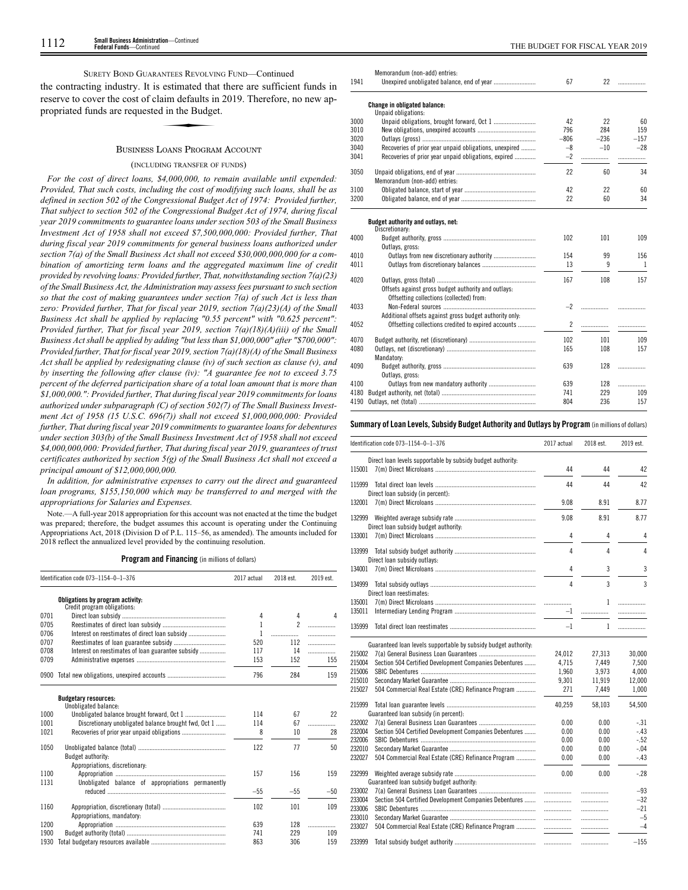SURETY BOND GUARANTEES REVOLVING FUND—Continued

the contracting industry. It is estimated that there are sufficient funds in reserve to cover the cost of claim defaults in 2019. Therefore, no new appropriated funds are requested in the Budget.

## BUSINESS LOANS PROGRAM ACCOUNT

(INCLUDING TRANSFER OF FUNDS)

*For the cost of direct loans, $4,000,000, to remain available until expended: Provided, That such costs, including the cost of modifying such loans, shall be as defined in section 502 of the Congressional Budget Act of 1974: Provided further, That subject to section 502 of the Congressional Budget Act of 1974, during fiscal year 2019 commitments to guarantee loans under section 503 of the Small Business Investment Act of 1958 shall not exceed $7,500,000,000: Provided further, That during fiscal year 2019 commitments for general business loans authorized under section 7(a) of the Small Business Act shall not exceed $30,000,000,000 for a combination of amortizing term loans and the aggregated maximum line of credit provided by revolving loans: Provided further, That, notwithstanding section 7(a)(23) of the Small Business Act, the Administration may assess fees pursuant to such section so that the cost of making guarantees under section 7(a) of such Act is less than zero: Provided further, That for fiscal year 2019, section 7(a)(23)(A) of the Small Business Act shall be applied by replacing "0.55 percent" with "0.625 percent": Provided further, That for fiscal year 2019, section 7(a)(18)(A)(iii) of the Small Business Act shall be applied by adding "but less than $1,000,000" after "$700,000": Provided further, That for fiscal year 2019, section 7(a)(18)(A) of the Small Business Act shall be applied by redesignating clause (iv) of such section as clause (v), and by inserting the following after clause (iv): "A guarantee fee not to exceed 3.75 percent of the deferred participation share of a total loan amount that is more than $1,000,000.": Provided further, That during fiscal year 2019 commitments for loans authorized under subparagraph (C) of section 502(7) of The Small Business Investment Act of 1958 (15 U.S.C. 696(7)) shall not exceed $1,000,000,000: Provided further, That during fiscal year 2019 commitments to guarantee loans for debentures under section 303(b) of the Small Business Investment Act of 1958 shall not exceed $4,000,000,000: Provided further, That during fiscal year 2019, guarantees of trust certificates authorized by section 5(g) of the Small Business Act shall not exceed a principal amount of $12,000,000,000.*

*In addition, for administrative expenses to carry out the direct and guaranteed loan programs, $155,150,000 which may be transferred to and merged with the appropriations for Salaries and Expenses.*

Note.—A full-year 2018 appropriation for this account was not enacted at the time the budget was prepared; therefore, the budget assumes this account is operating under the Continuing Appropriations Act, 2018 (Division D of P.L. 115–56, as amended). The amounts included for 2018 reflect the annualized level provided by the continuing resolution.

**Program and Financing** (in millions of dollars)

| Identification code 073–1154–0–1–376 | | 2017 actual | 2018 est. | 2019 est. |
|---|---|---|---|---|
| | **Obligations by program activity:** | | | |
| | Credit program obligations: | | | |
| 0701 | Direct loan subsidy | 4 | 4 | 4 |
| 0705 | Reestimates of direct loan subsidy | 1 | 2 | |
| 0706 | Interest on reestimates of direct loan subsidy | 1 | | |
| 0707 | Reestimates of loan guarantee subsidy | 520 | 112 | |
| 0708 | Interest on reestimates of loan guarantee subsidy | 117 | 14 | |
| 0709 | Administrative expenses | 153 | 152 | 155 |
| 0900 | Total new obligations, unexpired accounts | 796 | 284 | 159 |
| | **Budgetary resources:** | | | |
| | Unobligated balance: | | | |
| 1000 | Unobligated balance brought forward, Oct 1 | 114 | 67 | 22 |
| 1001 | Discretionary unobligated balance brought fwd, Oct 1 | 114 | 67 | |
| 1021 | Recoveries of prior year unpaid obligations | 8 | 10 | 28 |
| 1050 | Unobligated balance (total) | 122 | 77 | 50 |
| | Budget authority: | | | |
| | Appropriations, discretionary: | | | |
| 1100 | Appropriation | 157 | 156 | 159 |
| 1131 | Unobligated balance of appropriations permanently reduced | –55 | –55 | –50 |
| 1160 | Appropriation, discretionary (total) | 102 | 101 | 109 |
| | Appropriations, mandatory: | | | |
| 1200 | Appropriation | 639 | 128 | |
| 1900 | Budget authority (total) | 741 | 229 | 109 |
| 1930 | Total budgetary resources available | 863 | 306 | 159 |
| | Memorandum (non-add) entries: | | | |
| 1941 | Unexpired unobligated balance, end of year | 67 | 22 | |
| | **Change in obligated balance:** | | | |
| | Unpaid obligations: | | | |
| 3000 | Unpaid obligations, brought forward, Oct 1 | 42 | 22 | 60 |
| 3010 | New obligations, unexpired accounts | 796 | 284 | 159 |
| 3020 | Outlays (gross) | –806 | –236 | –157 |
| 3040 | Recoveries of prior year unpaid obligations, unexpired | –8 | –10 | –28 |
| 3041 | Recoveries of prior year unpaid obligations, expired | –2 | | |
| 3050 | Unpaid obligations, end of year | 22 | 60 | 34 |
| | Memorandum (non-add) entries: | | | |
| 3100 | Obligated balance, start of year | 42 | 22 | 60 |
| 3200 | Obligated balance, end of year | 22 | 60 | 34 |
| | **Budget authority and outlays, net:** | | | |
| | Discretionary: | | | |
| 4000 | Budget authority, gross | 102 | 101 | 109 |
| | Outlays, gross: | | | |
| 4010 | Outlays from new discretionary authority | 154 | 99 | 156 |
| 4011 | Outlays from discretionary balances | 13 | 9 | 1 |
| 4020 | Outlays, gross (total) | 167 | 108 | 157 |
| | Offsets against gross budget authority and outlays: | | | |
| | Offsetting collections (collected) from: | | | |
| 4033 | Non-Federal sources | –2 | | |
| | Additional offsets against gross budget authority only: | | | |
| 4052 | Offsetting collections credited to expired accounts | 2 | | |
| 4070 | Budget authority, net (discretionary) | 102 | 101 | 109 |
| 4080 | Outlays, net (discretionary) | 165 | 108 | 157 |
| | Mandatory: | | | |
| 4090 | Budget authority, gross | 639 | 128 | |
| | Outlays, gross: | | | |
| 4100 | Outlays from new mandatory authority | 639 | 128 | |
| 4180 | Budget authority, net (total) | 741 | 229 | 109 |
| 4190 | Outlays, net (total) | 804 | 236 | 157 |

**Summary of Loan Levels, Subsidy Budget Authority and Outlays by Program** (in millions of dollars)

| Identification code 073–1154–0–1–376 | | 2017 actual | 2018 est. | 2019 est. |
|---|---|---|---|---|
| | Direct loan levels supportable by subsidy budget authority: | | | |
| 115001 | 7(m) Direct Microloans | 44 | 44 | 42 |
| 115999 | Total direct loan levels | 44 | 44 | 42 |
| | Direct loan subsidy (in percent): | | | |
| 132001 | 7(m) Direct Microloans | 9.08 | 8.91 | 8.77 |
| 132999 | Weighted average subsidy rate | 9.08 | 8.91 | 8.77 |
| | Direct loan subsidy budget authority: | | | |
| 133001 | 7(m) Direct Microloans | 4 | 4 | 4 |
| 133999 | Total subsidy budget authority | 4 | 4 | 4 |
| | Direct loan subsidy outlays: | | | |
| 134001 | 7(m) Direct Microloans | 4 | 3 | 3 |
| 134999 | Total subsidy outlays | 4 | 3 | 3 |
| | Direct loan reestimates: | | | |
| 135001 | 7(m) Direct Microloans | | 1 | |
| 135011 | Intermediary Lending Program | –1 | | |
| 135999 | Total direct loan reestimates | –1 | 1 | |
| | Guaranteed loan levels supportable by subsidy budget authority: | | | |
| 215002 | 7(a) General Business Loan Guarantees | 24,012 | 27,313 | 30,000 |
| 215004 | Section 504 Certified Development Companies Debentures | 4,715 | 7,449 | 7,500 |
| 215006 | SBIC Debentures | 1,960 | 3,973 | 4,000 |
| 215010 | Secondary Market Guarantee | 9,301 | 11,919 | 12,000 |
| 215027 | 504 Commercial Real Estate (CRE) Refinance Program | 271 | 7,449 | 1,000 |
| 215999 | Total loan guarantee levels | 40,259 | 58,103 | 54,500 |
| | Guaranteed loan subsidy (in percent): | | | |
| 232002 | 7(a) General Business Loan Guarantees | 0.00 | 0.00 | –.31 |
| 232004 | Section 504 Certified Development Companies Debentures | 0.00 | 0.00 | –.43 |
| 232006 | SBIC Debentures | 0.00 | 0.00 | –.52 |
| 232010 | Secondary Market Guarantee | 0.00 | 0.00 | –.04 |
| 232027 | 504 Commercial Real Estate (CRE) Refinance Program | 0.00 | 0.00 | –.43 |
| 232999 | Weighted average subsidy rate | 0.00 | 0.00 | –.28 |
| | Guaranteed loan subsidy budget authority: | | | |
| 233002 | 7(a) General Business Loan Guarantees | | | –93 |
| 233004 | Section 504 Certified Development Companies Debentures | | | –32 |
| 233006 | SBIC Debentures | | | –21 |
| 233010 | Secondary Market Guarantee | | | –5 |
| 233027 | 504 Commercial Real Estate (CRE) Refinance Program | | | –4 |
| 233999 | Total subsidy budget authority | | | –155 |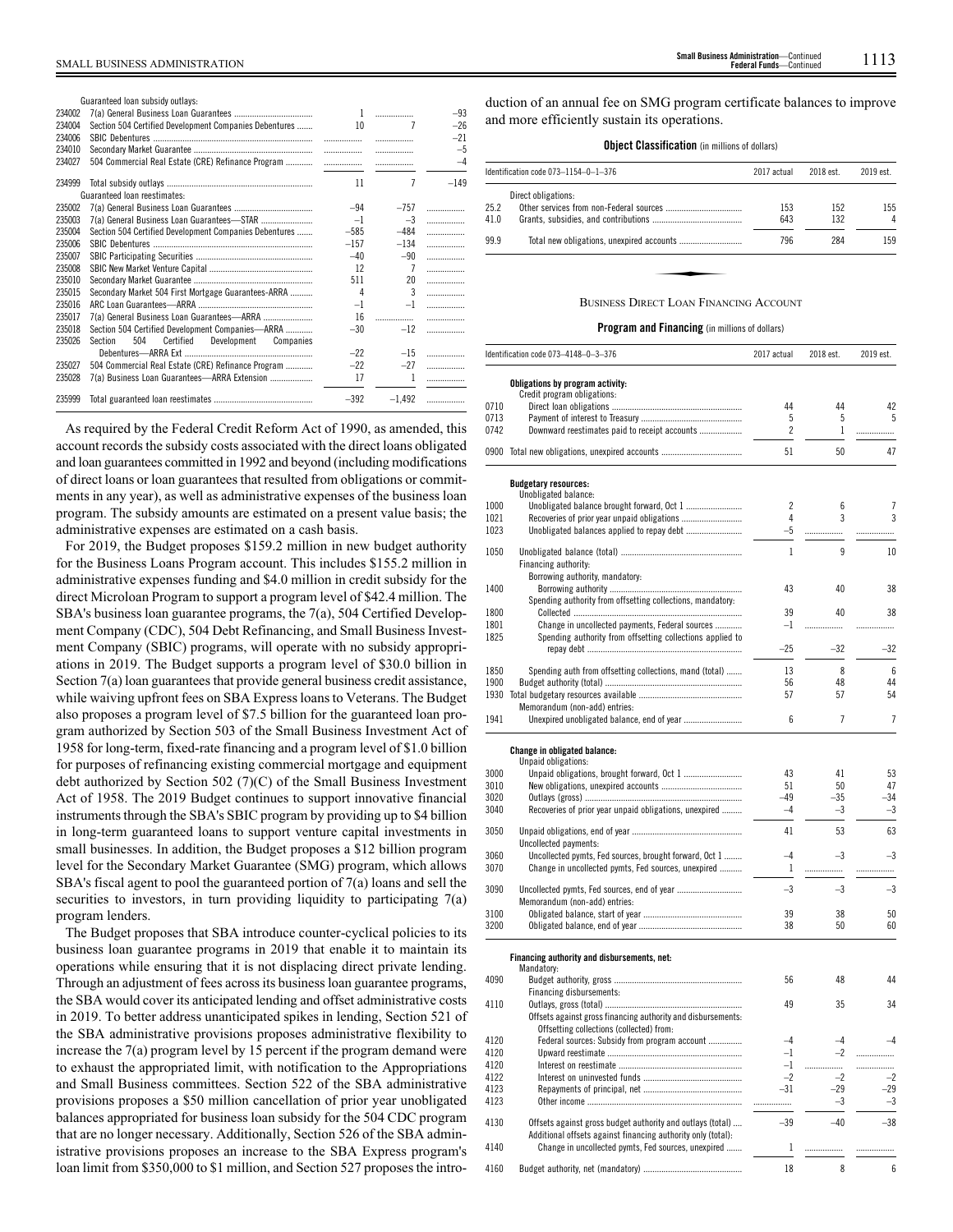| | Guaranteed loan subsidy outlays: | | | |
|---|---|---|---|---|
| 234002 | 7(a) General Business Loan Guarantees | 1 | | –93 |
| 234004 | Section 504 Certified Development Companies Debentures | 10 | 7 | –26 |
| 234006 | SBIC Debentures | | | –21 |
| 234010 | Secondary Market Guarantee | | | –5 |
| 234027 | 504 Commercial Real Estate (CRE) Refinance Program | | | –4 |
| 234999 | Total subsidy outlays | 11 | 7 | –149 |
| | Guaranteed loan reestimates: | | | |
| 235002 | 7(a) General Business Loan Guarantees | –94 | –757 | |
| 235003 | 7(a) General Business Loan Guarantees—STAR | –1 | –3 | |
| 235004 | Section 504 Certified Development Companies Debentures | –585 | –484 | |
| 235006 | SBIC Debentures | –157 | –134 | |
| 235007 | SBIC Participating Securities | –40 | –90 | |
| 235008 | SBIC New Market Venture Capital | 12 | 7 | |
| 235010 | Secondary Market Guarantee | 511 | 20 | |
| 235015 | Secondary Market 504 First Mortgage Guarantees-ARRA | 4 | 3 | |
| 235016 | ARC Loan Guarantees—ARRA | –1 | –1 | |
| 235017 | 7(a) General Business Loan Guarantees—ARRA | 16 | | |
| 235018 | Section 504 Certified Development Companies—ARRA | –30 | –12 | |
| 235026 | Section 504 Certified Development Companies Debentures—ARRA Ext | –22 | –15 | |
| 235027 | 504 Commercial Real Estate (CRE) Refinance Program | –22 | –27 | |
| 235028 | 7(a) Business Loan Guarantees—ARRA Extension | 17 | 1 | |
| 235999 | Total guaranteed loan reestimates | –392 | –1,492 | |

As required by the Federal Credit Reform Act of 1990, as amended, this account records the subsidy costs associated with the direct loans obligated and loan guarantees committed in 1992 and beyond (including modifications of direct loans or loan guarantees that resulted from obligations or commitments in any year), as well as administrative expenses of the business loan program. The subsidy amounts are estimated on a present value basis; the administrative expenses are estimated on a cash basis.

For 2019, the Budget proposes $159.2 million in new budget authority for the Business Loans Program account. This includes $155.2 million in administrative expenses funding and $4.0 million in credit subsidy for the direct Microloan Program to support a program level of $42.4 million. The SBA's business loan guarantee programs, the 7(a), 504 Certified Development Company (CDC), 504 Debt Refinancing, and Small Business Investment Company (SBIC) programs, will operate with no subsidy appropriations in 2019. The Budget supports a program level of $30.0 billion in Section 7(a) loan guarantees that provide general business credit assistance, while waiving upfront fees on SBA Express loans to Veterans. The Budget also proposes a program level of $7.5 billion for the guaranteed loan program authorized by Section 503 of the Small Business Investment Act of 1958 for long-term, fixed-rate financing and a program level of $1.0 billion for purposes of refinancing existing commercial mortgage and equipment debt authorized by Section 502 (7)(C) of the Small Business Investment Act of 1958. The 2019 Budget continues to support innovative financial instruments through the SBA's SBIC program by providing up to $4 billion in long-term guaranteed loans to support venture capital investments in small businesses. In addition, the Budget proposes a $12 billion program level for the Secondary Market Guarantee (SMG) program, which allows SBA's fiscal agent to pool the guaranteed portion of 7(a) loans and sell the securities to investors, in turn providing liquidity to participating 7(a) program lenders.

The Budget proposes that SBA introduce counter-cyclical policies to its business loan guarantee programs in 2019 that enable it to maintain its operations while ensuring that it is not displacing direct private lending. Through an adjustment of fees across its business loan guarantee programs, the SBA would cover its anticipated lending and offset administrative costs in 2019. To better address unanticipated spikes in lending, Section 521 of the SBA administrative provisions proposes administrative flexibility to increase the 7(a) program level by 15 percent if the program demand were to exhaust the appropriated limit, with notification to the Appropriations and Small Business committees. Section 522 of the SBA administrative provisions proposes a $50 million cancellation of prior year unobligated balances appropriated for business loan subsidy for the 504 CDC program that are no longer necessary. Additionally, Section 526 of the SBA administrative provisions proposes an increase to the SBA Express program's loan limit from $350,000 to $1 million, and Section 527 proposes the introduction of an annual fee on SMG program certificate balances to improve and more efficiently sustain its operations.

**Object Classification** (in millions of dollars)

| Identification code 073–1154–0–1–376 | | 2017 actual | 2018 est. | 2019 est. |
|---|---|---|---|---|
| | Direct obligations: | | | |
| 25.2 | Other services from non-Federal sources | 153 | 152 | 155 |
| 41.0 | Grants, subsidies, and contributions | 643 | 132 | 4 |
| 99.9 | Total new obligations, unexpired accounts | 796 | 284 | 159 |

## Business Direct Loan Financing Account

**Program and Financing** (in millions of dollars)

| Identification code 073–4148–0–3–376 | | 2017 actual | 2018 est. | 2019 est. |
|---|---|---|---|---|
| | **Obligations by program activity:** | | | |
| | Credit program obligations: | | | |
| 0710 | Direct loan obligations | 44 | 44 | 42 |
| 0713 | Payment of interest to Treasury | 5 | 5 | 5 |
| 0742 | Downward reestimates paid to receipt accounts | 2 | 1 | |
| 0900 | Total new obligations, unexpired accounts | 51 | 50 | 47 |
| | **Budgetary resources:** | | | |
| | Unobligated balance: | | | |
| 1000 | Unobligated balance brought forward, Oct 1 | 2 | 6 | 7 |
| 1021 | Recoveries of prior year unpaid obligations | 4 | 3 | 3 |
| 1023 | Unobligated balances applied to repay debt | –5 | | |
| 1050 | Unobligated balance (total) | 1 | 9 | 10 |
| | Financing authority: | | | |
| | Borrowing authority, mandatory: | | | |
| 1400 | Borrowing authority | 43 | 40 | 38 |
| | Spending authority from offsetting collections, mandatory: | | | |
| 1800 | Collected | 39 | 40 | 38 |
| 1801 | Change in uncollected payments, Federal sources | –1 | | |
| 1825 | Spending authority from offsetting collections applied to repay debt | –25 | –32 | –32 |
| 1850 | Spending auth from offsetting collections, mand (total) | 13 | 8 | 6 |
| 1900 | Budget authority (total) | 56 | 48 | 44 |
| 1930 | Total budgetary resources available | 57 | 57 | 54 |
| | Memorandum (non-add) entries: | | | |
| 1941 | Unexpired unobligated balance, end of year | 6 | 7 | 7 |
| | **Change in obligated balance:** | | | |
| | Unpaid obligations: | | | |
| 3000 | Unpaid obligations, brought forward, Oct 1 | 43 | 41 | 53 |
| 3010 | New obligations, unexpired accounts | 51 | 50 | 47 |
| 3020 | Outlays (gross) | –49 | –35 | –34 |
| 3040 | Recoveries of prior year unpaid obligations, unexpired | –4 | –3 | –3 |
| 3050 | Unpaid obligations, end of year | 41 | 53 | 63 |
| | Uncollected payments: | | | |
| 3060 | Uncollected pymts, Fed sources, brought forward, Oct 1 | –4 | –3 | –3 |
| 3070 | Change in uncollected pymts, Fed sources, unexpired | 1 | | |
| 3090 | Uncollected pymts, Fed sources, end of year | –3 | –3 | –3 |
| | Memorandum (non-add) entries: | | | |
| 3100 | Obligated balance, start of year | 39 | 38 | 50 |
| 3200 | Obligated balance, end of year | 38 | 50 | 60 |
| | **Financing authority and disbursements, net:** | | | |
| | Mandatory: | | | |
| 4090 | Budget authority, gross | 56 | 48 | 44 |
| | Financing disbursements: | | | |
| 4110 | Outlays, gross (total) | 49 | 35 | 34 |
| | Offsets against gross financing authority and disbursements: | | | |
| | Offsetting collections (collected) from: | | | |
| 4120 | Federal sources: Subsidy from program account | –4 | –4 | –4 |
| 4120 | Upward reestimate | –1 | –2 | |
| 4120 | Interest on reestimate | –1 | | |
| 4122 | Interest on uninvested funds | –2 | –2 | –2 |
| 4123 | Repayments of principal, net | –31 | –29 | –29 |
| 4123 | Other income | | –3 | –3 |
| 4130 | Offsets against gross budget authority and outlays (total) | –39 | –40 | –38 |
| | Additional offsets against financing authority only (total): | | | |
| 4140 | Change in uncollected pymts, Fed sources, unexpired | 1 | | |
| 4160 | Budget authority, net (mandatory) | 18 | 8 | 6 |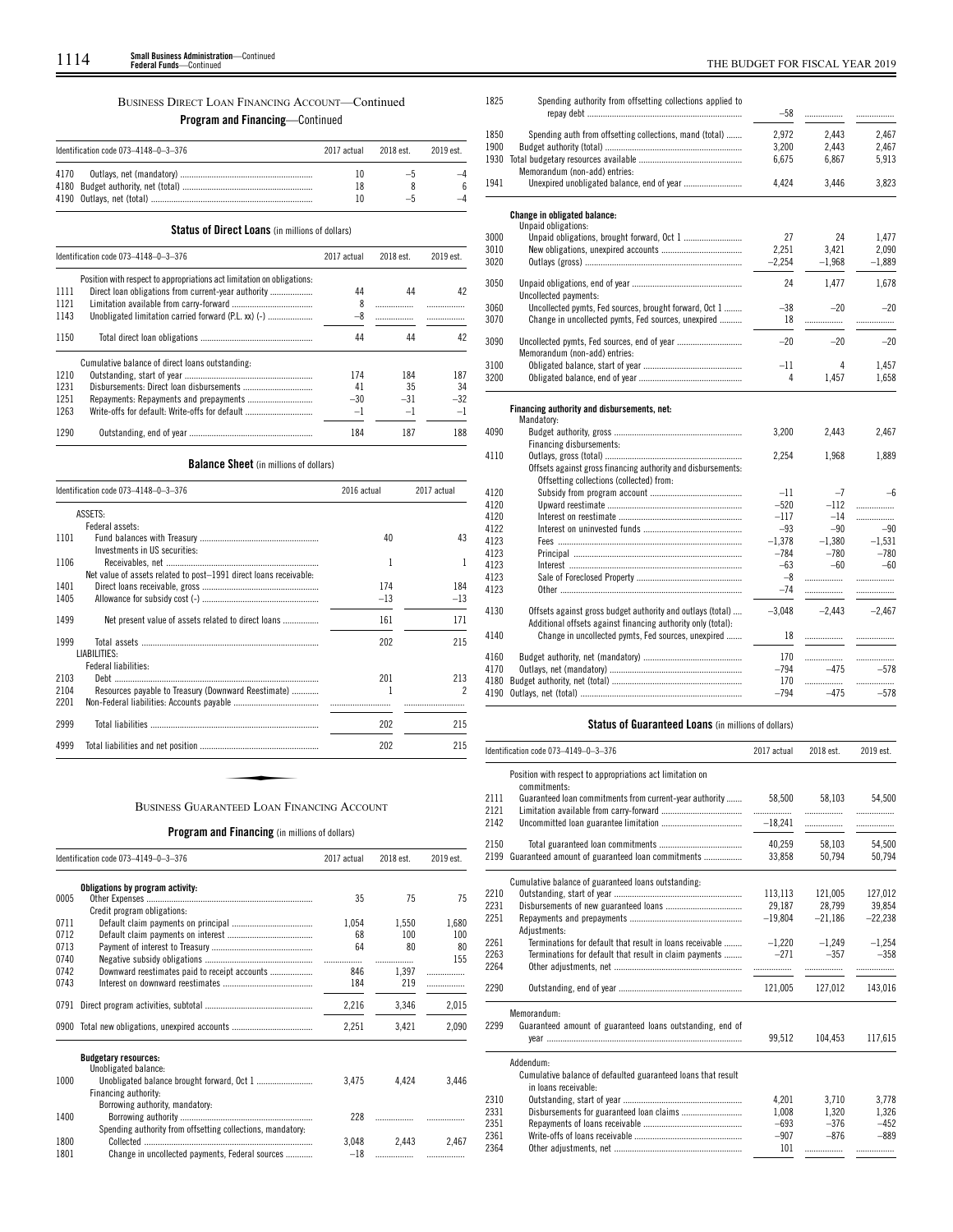## BUSINESS DIRECT LOAN FINANCING ACCOUNT—Continued

**Program and Financing**—Continued

| Identification code 073–4148–0–3–376 | | 2017 actual | 2018 est. | 2019 est. |
|---|---|---|---|---|
| 4170 | Outlays, net (mandatory) | 10 | –5 | –4 |
| 4180 | Budget authority, net (total) | 18 | 8 | 6 |
| 4190 | Outlays, net (total) | 10 | –5 | –4 |

**Status of Direct Loans** (in millions of dollars)

| Identification code 073–4148–0–3–376 | | 2017 actual | 2018 est. | 2019 est. |
|---|---|---|---|---|
| | Position with respect to appropriations act limitation on obligations: | | | |
| 1111 | Direct loan obligations from current-year authority | 44 | 44 | 42 |
| 1121 | Limitation available from carry-forward | 8 | | |
| 1143 | Unobligated limitation carried forward (P.L. xx) (-) | –8 | | |
| 1150 | Total direct loan obligations | 44 | 44 | 42 |
| | Cumulative balance of direct loans outstanding: | | | |
| 1210 | Outstanding, start of year | 174 | 184 | 187 |
| 1231 | Disbursements: Direct loan disbursements | 41 | 35 | 34 |
| 1251 | Repayments: Repayments and prepayments | –30 | –31 | –32 |
| 1263 | Write-offs for default: Write-offs for default | –1 | –1 | –1 |
| 1290 | Outstanding, end of year | 184 | 187 | 188 |

**Balance Sheet** (in millions of dollars)

| Identification code 073–4148–0–3–376 | | 2016 actual | 2017 actual |
|---|---|---|---|
| | ASSETS: | | |
| | Federal assets: | | |
| 1101 | Fund balances with Treasury | 40 | 43 |
| | Investments in US securities: | | |
| 1106 | Receivables, net | 1 | 1 |
| | Net value of assets related to post–1991 direct loans receivable: | | |
| 1401 | Direct loans receivable, gross | 174 | 184 |
| 1405 | Allowance for subsidy cost (-) | –13 | –13 |
| 1499 | Net present value of assets related to direct loans | 161 | 171 |
| 1999 | Total assets | 202 | 215 |
| | LIABILITIES: | | |
| | Federal liabilities: | | |
| 2103 | Debt | 201 | 213 |
| 2104 | Resources payable to Treasury (Downward Reestimate) | 1 | 2 |
| 2201 | Non-Federal liabilities: Accounts payable | | |
| 2999 | Total liabilities | 202 | 215 |
| 4999 | Total liabilities and net position | 202 | 215 |

## BUSINESS GUARANTEED LOAN FINANCING ACCOUNT

**Program and Financing** (in millions of dollars)

| Identification code 073–4149–0–3–376 | | 2017 actual | 2018 est. | 2019 est. |
|---|---|---|---|---|
| | **Obligations by program activity:** | | | |
| 0005 | Other Expenses | 35 | 75 | 75 |
| | Credit program obligations: | | | |
| 0711 | Default claim payments on principal | 1,054 | 1,550 | 1,680 |
| 0712 | Default claim payments on interest | 68 | 100 | 100 |
| 0713 | Payment of interest to Treasury | 64 | 80 | 80 |
| 0740 | Negative subsidy obligations | | | 155 |
| 0742 | Downward reestimates paid to receipt accounts | 846 | 1,397 | |
| 0743 | Interest on downward reestimates | 184 | 219 | |
| 0791 | Direct program activities, subtotal | 2,216 | 3,346 | 2,015 |
| 0900 | Total new obligations, unexpired accounts | 2,251 | 3,421 | 2,090 |
| | **Budgetary resources:** | | | |
| | Unobligated balance: | | | |
| 1000 | Unobligated balance brought forward, Oct 1 | 3,475 | 4,424 | 3,446 |
| | Financing authority: | | | |
| | Borrowing authority, mandatory: | | | |
| 1400 | Borrowing authority | 228 | | |
| | Spending authority from offsetting collections, mandatory: | | | |
| 1800 | Collected | 3,048 | 2,443 | 2,467 |
| 1801 | Change in uncollected payments, Federal sources | –18 | | |
| 1825 | Spending authority from offsetting collections applied to repay debt | –58 | | |
| 1850 | Spending auth from offsetting collections, mand (total) | 2,972 | 2,443 | 2,467 |
| 1900 | Budget authority (total) | 3,200 | 2,443 | 2,467 |
| 1930 | Total budgetary resources available | 6,675 | 6,867 | 5,913 |
| | Memorandum (non-add) entries: | | | |
| 1941 | Unexpired unobligated balance, end of year | 4,424 | 3,446 | 3,823 |
| | **Change in obligated balance:** | | | |
| | Unpaid obligations: | | | |
| 3000 | Unpaid obligations, brought forward, Oct 1 | 27 | 24 | 1,477 |
| 3010 | New obligations, unexpired accounts | 2,251 | 3,421 | 2,090 |
| 3020 | Outlays (gross) | –2,254 | –1,968 | –1,889 |
| 3050 | Unpaid obligations, end of year | 24 | 1,477 | 1,678 |
| | Uncollected payments: | | | |
| 3060 | Uncollected pymts, Fed sources, brought forward, Oct 1 | –38 | –20 | –20 |
| 3070 | Change in uncollected pymts, Fed sources, unexpired | 18 | | |
| 3090 | Uncollected pymts, Fed sources, end of year | –20 | –20 | –20 |
| | Memorandum (non-add) entries: | | | |
| 3100 | Obligated balance, start of year | –11 | 4 | 1,457 |
| 3200 | Obligated balance, end of year | 4 | 1,457 | 1,658 |
| | **Financing authority and disbursements, net:** | | | |
| | Mandatory: | | | |
| 4090 | Budget authority, gross | 3,200 | 2,443 | 2,467 |
| | Financing disbursements: | | | |
| 4110 | Outlays, gross (total) | 2,254 | 1,968 | 1,889 |
| | Offsets against gross financing authority and disbursements: | | | |
| | Offsetting collections (collected) from: | | | |
| 4120 | Subsidy from program account | –11 | –7 | –6 |
| 4120 | Upward reestimate | –520 | –112 | |
| 4120 | Interest on reestimate | –117 | –14 | |
| 4122 | Interest on uninvested funds | –93 | –90 | –90 |
| 4123 | Fees | –1,378 | –1,380 | –1,531 |
| 4123 | Principal | –784 | –780 | –780 |
| 4123 | Interest | –63 | –60 | –60 |
| 4123 | Sale of Foreclosed Property | –8 | | |
| 4123 | Other | –74 | | |
| 4130 | Offsets against gross budget authority and outlays (total) | –3,048 | –2,443 | –2,467 |
| | Additional offsets against financing authority only (total): | | | |
| 4140 | Change in uncollected pymts, Fed sources, unexpired | 18 | | |
| 4160 | Budget authority, net (mandatory) | 170 | | |
| 4170 | Outlays, net (mandatory) | –794 | –475 | –578 |
| 4180 | Budget authority, net (total) | 170 | | |
| 4190 | Outlays, net (total) | –794 | –475 | –578 |

**Status of Guaranteed Loans** (in millions of dollars)

| Identification code 073–4149–0–3–376 | | 2017 actual | 2018 est. | 2019 est. |
|---|---|---|---|---|
| | Position with respect to appropriations act limitation on commitments: | | | |
| 2111 | Guaranteed loan commitments from current-year authority | 58,500 | 58,103 | 54,500 |
| 2121 | Limitation available from carry-forward | | | |
| 2142 | Uncommitted loan guarantee limitation | –18,241 | | |
| 2150 | Total guaranteed loan commitments | 40,259 | 58,103 | 54,500 |
| 2199 | Guaranteed amount of guaranteed loan commitments | 33,858 | 50,794 | 50,794 |
| | Cumulative balance of guaranteed loans outstanding: | | | |
| 2210 | Outstanding, start of year | 113,113 | 121,005 | 127,012 |
| 2231 | Disbursements of new guaranteed loans | 29,187 | 28,799 | 39,854 |
| 2251 | Repayments and prepayments | –19,804 | –21,186 | –22,238 |
| | Adjustments: | | | |
| 2261 | Terminations for default that result in loans receivable | –1,220 | –1,249 | –1,254 |
| 2263 | Terminations for default that result in claim payments | –271 | –357 | –358 |
| 2264 | Other adjustments, net | | | |
| 2290 | Outstanding, end of year | 121,005 | 127,012 | 143,016 |
| | Memorandum: | | | |
| 2299 | Guaranteed amount of guaranteed loans outstanding, end of year | 99,512 | 104,453 | 117,615 |
| | Addendum: | | | |
| | Cumulative balance of defaulted guaranteed loans that result in loans receivable: | | | |
| 2310 | Outstanding, start of year | 4,201 | 3,710 | 3,778 |
| 2331 | Disbursements for guaranteed loan claims | 1,008 | 1,320 | 1,326 |
| 2351 | Repayments of loans receivable | –693 | –376 | –452 |
| 2361 | Write-offs of loans receivable | –907 | –876 | –889 |
| 2364 | Other adjustments, net | 101 | | |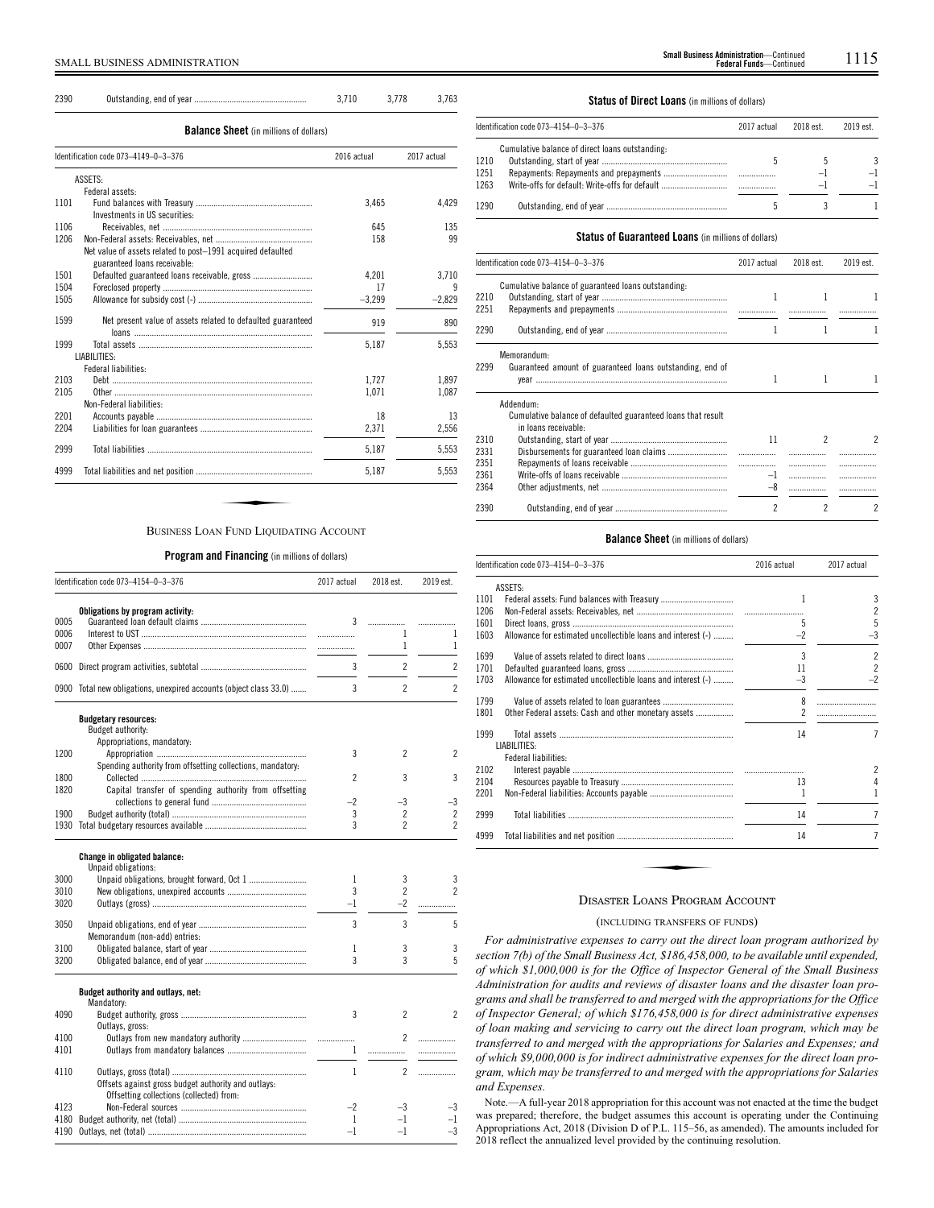| 2390 | Outstanding, end of year | 3,710 | 3,778 | 3,763 |
|---|---|---|---|---|

**Balance Sheet** (in millions of dollars)

| Identification code 073–4149–0–3–376 | | 2016 actual | 2017 actual |
|---|---|---|---|
| | ASSETS: | | |
| | Federal assets: | | |
| 1101 | Fund balances with Treasury | 3,465 | 4,429 |
| | Investments in US securities: | | |
| 1106 | Receivables, net | 645 | 135 |
| 1206 | Non-Federal assets: Receivables, net | 158 | 99 |
| | Net value of assets related to post–1991 acquired defaulted guaranteed loans receivable: | | |
| 1501 | Defaulted guaranteed loans receivable, gross | 4,201 | 3,710 |
| 1504 | Foreclosed property | 17 | 9 |
| 1505 | Allowance for subsidy cost (-) | –3,299 | –2,829 |
| 1599 | Net present value of assets related to defaulted guaranteed loans | 919 | 890 |
| 1999 | Total assets | 5,187 | 5,553 |
| | LIABILITIES: | | |
| | Federal liabilities: | | |
| 2103 | Debt | 1,727 | 1,897 |
| 2105 | Other | 1,071 | 1,087 |
| | Non-Federal liabilities: | | |
| 2201 | Accounts payable | 18 | 13 |
| 2204 | Liabilities for loan guarantees | 2,371 | 2,556 |
| 2999 | Total liabilities | 5,187 | 5,553 |
| 4999 | Total liabilities and net position | 5,187 | 5,553 |

## BUSINESS LOAN FUND LIQUIDATING ACCOUNT

**Program and Financing** (in millions of dollars)

| Identification code 073–4154–0–3–376 | | 2017 actual | 2018 est. | 2019 est. |
|---|---|---|---|---|
| | **Obligations by program activity:** | | | |
| 0005 | Guaranteed loan default claims | 3 | | |
| 0006 | Interest to UST | | 1 | 1 |
| 0007 | Other Expenses | | 1 | 1 |
| 0600 | Direct program activities, subtotal | 3 | 2 | 2 |
| 0900 | Total new obligations, unexpired accounts (object class 33.0) | 3 | 2 | 2 |
| | **Budgetary resources:** | | | |
| | Budget authority: | | | |
| | Appropriations, mandatory: | | | |
| 1200 | Appropriation | 3 | 2 | 2 |
| | Spending authority from offsetting collections, mandatory: | | | |
| 1800 | Collected | 2 | 3 | 3 |
| 1820 | Capital transfer of spending authority from offsetting collections to general fund | –2 | –3 | –3 |
| 1900 | Budget authority (total) | 3 | 2 | 2 |
| 1930 | Total budgetary resources available | 3 | 2 | 2 |
| | **Change in obligated balance:** | | | |
| | Unpaid obligations: | | | |
| 3000 | Unpaid obligations, brought forward, Oct 1 | 1 | 3 | 3 |
| 3010 | New obligations, unexpired accounts | 3 | 2 | 2 |
| 3020 | Outlays (gross) | –1 | –2 | |
| 3050 | Unpaid obligations, end of year | 3 | 3 | 5 |
| | Memorandum (non-add) entries: | | | |
| 3100 | Obligated balance, start of year | 1 | 3 | 3 |
| 3200 | Obligated balance, end of year | 3 | 3 | 5 |
| | **Budget authority and outlays, net:** | | | |
| | Mandatory: | | | |
| 4090 | Budget authority, gross | 3 | 2 | 2 |
| | Outlays, gross: | | | |
| 4100 | Outlays from new mandatory authority | | 2 | |
| 4101 | Outlays from mandatory balances | 1 | | |
| 4110 | Outlays, gross (total) | 1 | 2 | |
| | Offsets against gross budget authority and outlays: | | | |
| | Offsetting collections (collected) from: | | | |
| 4123 | Non-Federal sources | –2 | –3 | –3 |
| 4180 | Budget authority, net (total) | 1 | –1 | –1 |
| 4190 | Outlays, net (total) | –1 | –1 | –3 |

**Status of Direct Loans** (in millions of dollars)

| Identification code 073–4154–0–3–376 | | 2017 actual | 2018 est. | 2019 est. |
|---|---|---|---|---|
| | Cumulative balance of direct loans outstanding: | | | |
| 1210 | Outstanding, start of year | 5 | 5 | 3 |
| 1251 | Repayments: Repayments and prepayments | | –1 | –1 |
| 1263 | Write-offs for default: Write-offs for default | | –1 | –1 |
| 1290 | Outstanding, end of year | 5 | 3 | 1 |

**Status of Guaranteed Loans** (in millions of dollars)

| Identification code 073–4154–0–3–376 | | 2017 actual | 2018 est. | 2019 est. |
|---|---|---|---|---|
| | Cumulative balance of guaranteed loans outstanding: | | | |
| 2210 | Outstanding, start of year | 1 | 1 | 1 |
| 2251 | Repayments and prepayments | | | |
| 2290 | Outstanding, end of year | 1 | 1 | 1 |
| | Memorandum: | | | |
| 2299 | Guaranteed amount of guaranteed loans outstanding, end of year | 1 | 1 | 1 |
| | Addendum: | | | |
| | Cumulative balance of defaulted guaranteed loans that result in loans receivable: | | | |
| 2310 | Outstanding, start of year | 11 | 2 | 2 |
| 2331 | Disbursements for guaranteed loan claims | | | |
| 2351 | Repayments of loans receivable | | | |
| 2361 | Write-offs of loans receivable | –1 | | |
| 2364 | Other adjustments, net | –8 | | |
| 2390 | Outstanding, end of year | 2 | 2 | 2 |

**Balance Sheet** (in millions of dollars)

| Identification code 073–4154–0–3–376 | | 2016 actual | 2017 actual |
|---|---|---|---|
| | ASSETS: | | |
| 1101 | Federal assets: Fund balances with Treasury | 1 | 3 |
| 1206 | Non-Federal assets: Receivables, net | | 2 |
| 1601 | Direct loans, gross | 5 | 5 |
| 1603 | Allowance for estimated uncollectible loans and interest (-) | –2 | –3 |
| 1699 | Value of assets related to direct loans | 3 | 2 |
| 1701 | Defaulted guaranteed loans, gross | 11 | 2 |
| 1703 | Allowance for estimated uncollectible loans and interest (-) | –3 | –2 |
| 1799 | Value of assets related to loan guarantees | 8 | |
| 1801 | Other Federal assets: Cash and other monetary assets | 2 | |
| 1999 | Total assets | 14 | 7 |
| | LIABILITIES: | | |
| | Federal liabilities: | | |
| 2102 | Interest payable | | 2 |
| 2104 | Resources payable to Treasury | 13 | 4 |
| 2201 | Non-Federal liabilities: Accounts payable | 1 | 1 |
| 2999 | Total liabilities | 14 | 7 |
| 4999 | Total liabilities and net position | 14 | 7 |

## DISASTER LOANS PROGRAM ACCOUNT

(INCLUDING TRANSFERS OF FUNDS)

*For administrative expenses to carry out the direct loan program authorized by section 7(b) of the Small Business Act, $186,458,000, to be available until expended, of which $1,000,000 is for the Office of Inspector General of the Small Business Administration for audits and reviews of disaster loans and the disaster loan programs and shall be transferred to and merged with the appropriations for the Office of Inspector General; of which $176,458,000 is for direct administrative expenses of loan making and servicing to carry out the direct loan program, which may be transferred to and merged with the appropriations for Salaries and Expenses; and of which $9,000,000 is for indirect administrative expenses for the direct loan program, which may be transferred to and merged with the appropriations for Salaries and Expenses.*

Note.—A full-year 2018 appropriation for this account was not enacted at the time the budget was prepared; therefore, the budget assumes this account is operating under the Continuing Appropriations Act, 2018 (Division D of P.L. 115–56, as amended). The amounts included for 2018 reflect the annualized level provided by the continuing resolution.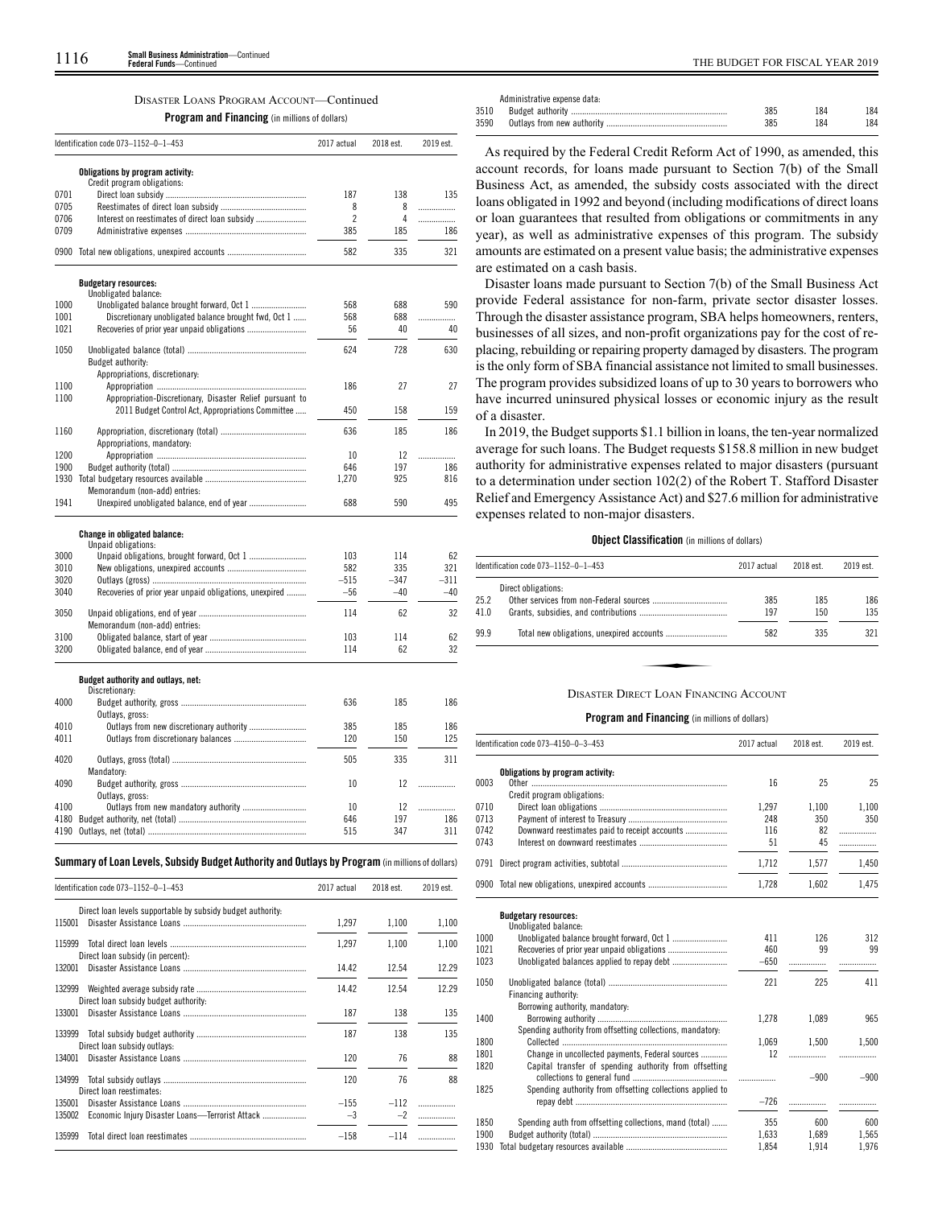### DISASTER LOANS PROGRAM ACCOUNT—Continued

**Program and Financing** (in millions of dollars)

| Identification code 073–1152–0–1–453 | | 2017 actual | 2018 est. | 2019 est. |
|---|---|---|---|---|
| | **Obligations by program activity:** | | | |
| | Credit program obligations: | | | |
| 0701 | Direct loan subsidy | 187 | 138 | 135 |
| 0705 | Reestimates of direct loan subsidy | 8 | 8 | |
| 0706 | Interest on reestimates of direct loan subsidy | 2 | 4 | |
| 0709 | Administrative expenses | 385 | 185 | 186 |
| 0900 | Total new obligations, unexpired accounts | 582 | 335 | 321 |
| | **Budgetary resources:** | | | |
| | Unobligated balance: | | | |
| 1000 | Unobligated balance brought forward, Oct 1 | 568 | 688 | 590 |
| 1001 | Discretionary unobligated balance brought fwd, Oct 1 | 568 | 688 | |
| 1021 | Recoveries of prior year unpaid obligations | 56 | 40 | 40 |
| 1050 | Unobligated balance (total) | 624 | 728 | 630 |
| | Budget authority: | | | |
| | Appropriations, discretionary: | | | |
| 1100 | Appropriation | 186 | 27 | 27 |
| 1100 | Appropriation-Discretionary, Disaster Relief pursuant to 2011 Budget Control Act, Appropriations Committee | 450 | 158 | 159 |
| 1160 | Appropriation, discretionary (total) | 636 | 185 | 186 |
| | Appropriations, mandatory: | | | |
| 1200 | Appropriation | 10 | 12 | |
| 1900 | Budget authority (total) | 646 | 197 | 186 |
| 1930 | Total budgetary resources available | 1,270 | 925 | 816 |
| | Memorandum (non-add) entries: | | | |
| 1941 | Unexpired unobligated balance, end of year | 688 | 590 | 495 |
| | **Change in obligated balance:** | | | |
| | Unpaid obligations: | | | |
| 3000 | Unpaid obligations, brought forward, Oct 1 | 103 | 114 | 62 |
| 3010 | New obligations, unexpired accounts | 582 | 335 | 321 |
| 3020 | Outlays (gross) | –515 | –347 | –311 |
| 3040 | Recoveries of prior year unpaid obligations, unexpired | –56 | –40 | –40 |
| 3050 | Unpaid obligations, end of year | 114 | 62 | 32 |
| | Memorandum (non-add) entries: | | | |
| 3100 | Obligated balance, start of year | 103 | 114 | 62 |
| 3200 | Obligated balance, end of year | 114 | 62 | 32 |
| | **Budget authority and outlays, net:** | | | |
| | Discretionary: | | | |
| 4000 | Budget authority, gross | 636 | 185 | 186 |
| | Outlays, gross: | | | |
| 4010 | Outlays from new discretionary authority | 385 | 185 | 186 |
| 4011 | Outlays from discretionary balances | 120 | 150 | 125 |
| 4020 | Outlays, gross (total) | 505 | 335 | 311 |
| | Mandatory: | | | |
| 4090 | Budget authority, gross | 10 | 12 | |
| | Outlays, gross: | | | |
| 4100 | Outlays from new mandatory authority | 10 | 12 | |
| 4180 | Budget authority, net (total) | 646 | 197 | 186 |
| 4190 | Outlays, net (total) | 515 | 347 | 311 |

**Summary of Loan Levels, Subsidy Budget Authority and Outlays by Program** (in millions of dollars)

| Identification code 073–1152–0–1–453 | | 2017 actual | 2018 est. | 2019 est. |
|---|---|---|---|---|
| | Direct loan levels supportable by subsidy budget authority: | | | |
| 115001 | Disaster Assistance Loans | 1,297 | 1,100 | 1,100 |
| 115999 | Total direct loan levels | 1,297 | 1,100 | 1,100 |
| | Direct loan subsidy (in percent): | | | |
| 132001 | Disaster Assistance Loans | 14.42 | 12.54 | 12.29 |
| 132999 | Weighted average subsidy rate | 14.42 | 12.54 | 12.29 |
| | Direct loan subsidy budget authority: | | | |
| 133001 | Disaster Assistance Loans | 187 | 138 | 135 |
| 133999 | Total subsidy budget authority | 187 | 138 | 135 |
| | Direct loan subsidy outlays: | | | |
| 134001 | Disaster Assistance Loans | 120 | 76 | 88 |
| 134999 | Total subsidy outlays | 120 | 76 | 88 |
| | Direct loan reestimates: | | | |
| 135001 | Disaster Assistance Loans | –155 | –112 | |
| 135002 | Economic Injury Disaster Loans—Terrorist Attack | –3 | –2 | |
| 135999 | Total direct loan reestimates | –158 | –114 | |
| | Administrative expense data: | | | |
| 3510 | Budget authority | 385 | 184 | 184 |
| 3590 | Outlays from new authority | 385 | 184 | 184 |

As required by the Federal Credit Reform Act of 1990, as amended, this account records, for loans made pursuant to Section 7(b) of the Small Business Act, as amended, the subsidy costs associated with the direct loans obligated in 1992 and beyond (including modifications of direct loans or loan guarantees that resulted from obligations or commitments in any year), as well as administrative expenses of this program. The subsidy amounts are estimated on a present value basis; the administrative expenses are estimated on a cash basis.

Disaster loans made pursuant to Section 7(b) of the Small Business Act provide Federal assistance for non-farm, private sector disaster losses. Through the disaster assistance program, SBA helps homeowners, renters, businesses of all sizes, and non-profit organizations pay for the cost of replacing, rebuilding or repairing property damaged by disasters. The program is the only form of SBA financial assistance not limited to small businesses. The program provides subsidized loans of up to 30 years to borrowers who have incurred uninsured physical losses or economic injury as the result of a disaster.

In 2019, the Budget supports $1.1 billion in loans, the ten-year normalized average for such loans. The Budget requests $158.8 million in new budget authority for administrative expenses related to major disasters (pursuant to a determination under section 102(2) of the Robert T. Stafford Disaster Relief and Emergency Assistance Act) and $27.6 million for administrative expenses related to non-major disasters.

**Object Classification** (in millions of dollars)

| Identification code 073–1152–0–1–453 | | 2017 actual | 2018 est. | 2019 est. |
|---|---|---|---|---|
| | Direct obligations: | | | |
| 25.2 | Other services from non-Federal sources | 385 | 185 | 186 |
| 41.0 | Grants, subsidies, and contributions | 197 | 150 | 135 |
| 99.9 | Total new obligations, unexpired accounts | 582 | 335 | 321 |

### DISASTER DIRECT LOAN FINANCING ACCOUNT

**Program and Financing** (in millions of dollars)

| Identification code 073–4150–0–3–453 | | 2017 actual | 2018 est. | 2019 est. |
|---|---|---|---|---|
| | **Obligations by program activity:** | | | |
| 0003 | Other | 16 | 25 | 25 |
| | Credit program obligations: | | | |
| 0710 | Direct loan obligations | 1,297 | 1,100 | 1,100 |
| 0713 | Payment of interest to Treasury | 248 | 350 | 350 |
| 0742 | Downward reestimates paid to receipt accounts | 116 | 82 | |
| 0743 | Interest on downward reestimates | 51 | 45 | |
| 0791 | Direct program activities, subtotal | 1,712 | 1,577 | 1,450 |
| 0900 | Total new obligations, unexpired accounts | 1,728 | 1,602 | 1,475 |
| | **Budgetary resources:** | | | |
| | Unobligated balance: | | | |
| 1000 | Unobligated balance brought forward, Oct 1 | 411 | 126 | 312 |
| 1021 | Recoveries of prior year unpaid obligations | 460 | 99 | 99 |
| 1023 | Unobligated balances applied to repay debt | –650 | | |
| 1050 | Unobligated balance (total) | 221 | 225 | 411 |
| | Financing authority: | | | |
| | Borrowing authority, mandatory: | | | |
| 1400 | Borrowing authority | 1,278 | 1,089 | 965 |
| | Spending authority from offsetting collections, mandatory: | | | |
| 1800 | Collected | 1,069 | 1,500 | 1,500 |
| 1801 | Change in uncollected payments, Federal sources | 12 | | |
| 1820 | Capital transfer of spending authority from offsetting collections to general fund | | –900 | –900 |
| 1825 | Spending authority from offsetting collections applied to repay debt | –726 | | |
| 1850 | Spending auth from offsetting collections, mand (total) | 355 | 600 | 600 |
| 1900 | Budget authority (total) | 1,633 | 1,689 | 1,565 |
| 1930 | Total budgetary resources available | 1,854 | 1,914 | 1,976 |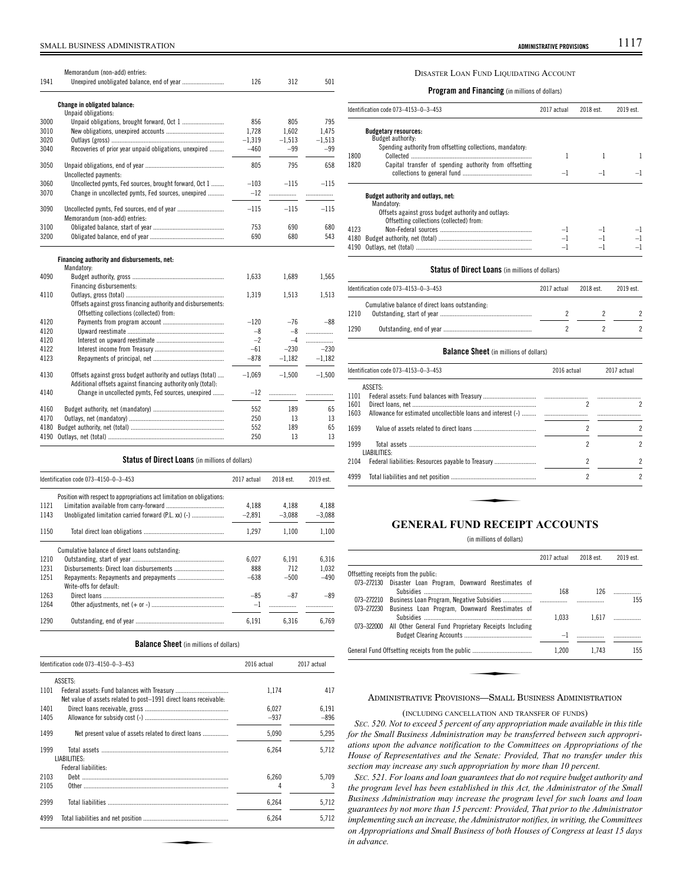| | Memorandum (non-add) entries: | | | |
|---|---|---|---|---|
| 1941 | Unexpired unobligated balance, end of year | 126 | 312 | 501 |
| | **Change in obligated balance:** | | | |
| | Unpaid obligations: | | | |
| 3000 | Unpaid obligations, brought forward, Oct 1 | 856 | 805 | 795 |
| 3010 | New obligations, unexpired accounts | 1,728 | 1,602 | 1,475 |
| 3020 | Outlays (gross) | –1,319 | –1,513 | –1,513 |
| 3040 | Recoveries of prior year unpaid obligations, unexpired | –460 | –99 | –99 |
| 3050 | Unpaid obligations, end of year | 805 | 795 | 658 |
| | Uncollected payments: | | | |
| 3060 | Uncollected pymts, Fed sources, brought forward, Oct 1 | –103 | –115 | –115 |
| 3070 | Change in uncollected pymts, Fed sources, unexpired | –12 | | |
| 3090 | Uncollected pymts, Fed sources, end of year | –115 | –115 | –115 |
| | Memorandum (non-add) entries: | | | |
| 3100 | Obligated balance, start of year | 753 | 690 | 680 |
| 3200 | Obligated balance, end of year | 690 | 680 | 543 |
| | **Financing authority and disbursements, net:** | | | |
| | Mandatory: | | | |
| 4090 | Budget authority, gross | 1,633 | 1,689 | 1,565 |
| | Financing disbursements: | | | |
| 4110 | Outlays, gross (total) | 1,319 | 1,513 | 1,513 |
| | Offsets against gross financing authority and disbursements: | | | |
| | Offsetting collections (collected) from: | | | |
| 4120 | Payments from program account | –120 | –76 | –88 |
| 4120 | Upward reestimate | –8 | –8 | |
| 4120 | Interest on upward reestimate | –2 | –4 | |
| 4122 | Interest income from Treasury | –61 | –230 | –230 |
| 4123 | Repayments of principal, net | –878 | –1,182 | –1,182 |
| 4130 | Offsets against gross budget authority and outlays (total) | –1,069 | –1,500 | –1,500 |
| | Additional offsets against financing authority only (total): | | | |
| 4140 | Change in uncollected pymts, Fed sources, unexpired | –12 | | |
| 4160 | Budget authority, net (mandatory) | 552 | 189 | 65 |
| 4170 | Outlays, net (mandatory) | 250 | 13 | 13 |
| 4180 | Budget authority, net (total) | 552 | 189 | 65 |
| 4190 | Outlays, net (total) | 250 | 13 | 13 |

**Status of Direct Loans** (in millions of dollars)

| | Identification code 073–4150–0–3–453 | 2017 actual | 2018 est. | 2019 est. |
|---|---|---|---|---|
| | Position with respect to appropriations act limitation on obligations: | | | |
| 1121 | Limitation available from carry-forward | 4,188 | 4,188 | 4,188 |
| 1143 | Unobligated limitation carried forward (P.L. xx) (-) | –2,891 | –3,088 | –3,088 |
| 1150 | Total direct loan obligations | 1,297 | 1,100 | 1,100 |
| | Cumulative balance of direct loans outstanding: | | | |
| 1210 | Outstanding, start of year | 6,027 | 6,191 | 6,316 |
| 1231 | Disbursements: Direct loan disbursements | 888 | 712 | 1,032 |
| 1251 | Repayments: Repayments and prepayments | –638 | –500 | –490 |
| | Write-offs for default: | | | |
| 1263 | Direct loans | –85 | –87 | –89 |
| 1264 | Other adjustments, net (+ or -) | –1 | | |
| 1290 | Outstanding, end of year | 6,191 | 6,316 | 6,769 |

**Balance Sheet** (in millions of dollars)

| | Identification code 073–4150–0–3–453 | 2016 actual | 2017 actual |
|---|---|---|---|
| | ASSETS: | | |
| 1101 | Federal assets: Fund balances with Treasury | 1,174 | 417 |
| | Net value of assets related to post–1991 direct loans receivable: | | |
| 1401 | Direct loans receivable, gross | 6,027 | 6,191 |
| 1405 | Allowance for subsidy cost (-) | –937 | –896 |
| 1499 | Net present value of assets related to direct loans | 5,090 | 5,295 |
| 1999 | Total assets | 6,264 | 5,712 |
| | LIABILITIES: | | |
| | Federal liabilities: | | |
| 2103 | Debt | 6,260 | 5,709 |
| 2105 | Other | 4 | 3 |
| 2999 | Total liabilities | 6,264 | 5,712 |
| 4999 | Total liabilities and net position | 6,264 | 5,712 |

## Disaster Loan Fund Liquidating Account

**Program and Financing** (in millions of dollars)

| | Identification code 073–4153–0–3–453 | 2017 actual | 2018 est. | 2019 est. |
|---|---|---|---|---|
| | **Budgetary resources:** | | | |
| | Budget authority: | | | |
| | Spending authority from offsetting collections, mandatory: | | | |
| 1800 | Collected | 1 | 1 | 1 |
| 1820 | Capital transfer of spending authority from offsetting collections to general fund | –1 | –1 | –1 |
| | **Budget authority and outlays, net:** | | | |
| | Mandatory: | | | |
| | Offsets against gross budget authority and outlays: | | | |
| | Offsetting collections (collected) from: | | | |
| 4123 | Non-Federal sources | –1 | –1 | –1 |
| 4180 | Budget authority, net (total) | –1 | –1 | –1 |
| 4190 | Outlays, net (total) | –1 | –1 | –1 |

**Status of Direct Loans** (in millions of dollars)

| | Identification code 073–4153–0–3–453 | 2017 actual | 2018 est. | 2019 est. |
|---|---|---|---|---|
| | Cumulative balance of direct loans outstanding: | | | |
| 1210 | Outstanding, start of year | 2 | 2 | 2 |
| 1290 | Outstanding, end of year | 2 | 2 | 2 |

**Balance Sheet** (in millions of dollars)

| | Identification code 073–4153–0–3–453 | 2016 actual | 2017 actual |
|---|---|---|---|
| | ASSETS: | | |
| 1101 | Federal assets: Fund balances with Treasury | | |
| 1601 | Direct loans, net | 2 | 2 |
| 1603 | Allowance for estimated uncollectible loans and interest (-) | | |
| 1699 | Value of assets related to direct loans | 2 | 2 |
| 1999 | Total assets | 2 | 2 |
| | LIABILITIES: | | |
| 2104 | Federal liabilities: Resources payable to Treasury | 2 | 2 |
| 4999 | Total liabilities and net position | 2 | 2 |

# GENERAL FUND RECEIPT ACCOUNTS

(in millions of dollars)

| | 2017 actual | 2018 est. | 2019 est. |
|---|---|---|---|
| Offsetting receipts from the public: | | | |
| 073–272130 Disaster Loan Program, Downward Reestimates of Subsidies | 168 | 126 | |
| 073–272210 Business Loan Program, Negative Subsidies | | | 155 |
| 073–272230 Business Loan Program, Downward Reestimates of Subsidies | 1,033 | 1,617 | |
| 073–322000 All Other General Fund Proprietary Receipts Including Budget Clearing Accounts | –1 | | |
| General Fund Offsetting receipts from the public | 1,200 | 1,743 | 155 |

## Administrative Provisions—Small Business Administration

(including cancellation and transfer of funds)

*Sec. 520. Not to exceed 5 percent of any appropriation made available in this title for the Small Business Administration may be transferred between such appropriations upon the advance notification to the Committees on Appropriations of the House of Representatives and the Senate: Provided, That no transfer under this section may increase any such appropriation by more than 10 percent.*

*Sec. 521. For loans and loan guarantees that do not require budget authority and the program level has been established in this Act, the Administrator of the Small Business Administration may increase the program level for such loans and loan guarantees by not more than 15 percent: Provided, That prior to the Administrator implementing such an increase, the Administrator notifies, in writing, the Committees on Appropriations and Small Business of both Houses of Congress at least 15 days in advance.*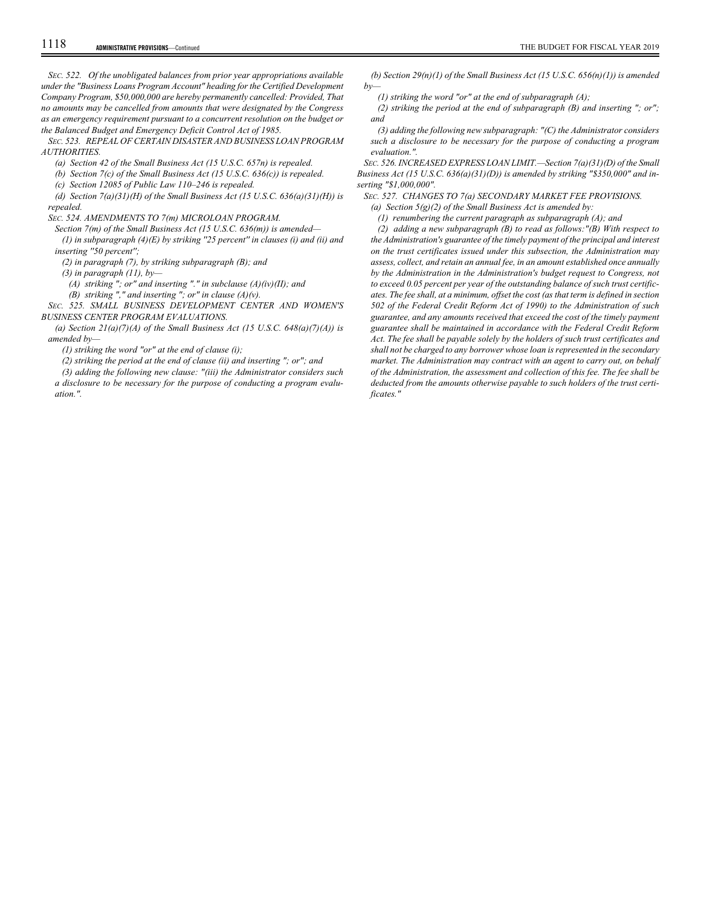*SEC. 522. Of the unobligated balances from prior year appropriations available under the "Business Loans Program Account" heading for the Certified Development Company Program, $50,000,000 are hereby permanently cancelled: Provided, That no amounts may be cancelled from amounts that were designated by the Congress as an emergency requirement pursuant to a concurrent resolution on the budget or the Balanced Budget and Emergency Deficit Control Act of 1985.*

*SEC. 523. REPEAL OF CERTAIN DISASTER AND BUSINESS LOAN PROGRAM AUTHORITIES.*

*(a) Section 42 of the Small Business Act (15 U.S.C. 657n) is repealed.*

*(b) Section 7(c) of the Small Business Act (15 U.S.C. 636(c)) is repealed.*

*(c) Section 12085 of Public Law 110–246 is repealed.*

*(d) Section 7(a)(31)(H) of the Small Business Act (15 U.S.C. 636(a)(31)(H)) is repealed.*

*SEC. 524. AMENDMENTS TO 7(m) MICROLOAN PROGRAM.*

*Section 7(m) of the Small Business Act (15 U.S.C. 636(m)) is amended—*

*(1) in subparagraph (4)(E) by striking "25 percent" in clauses (i) and (ii) and inserting "50 percent";*

*(2) in paragraph (7), by striking subparagraph (B); and*

*(3) in paragraph (11), by—*

*(A) striking "; or" and inserting "." in subclause (A)(iv)(II); and*

*(B) striking "," and inserting "; or" in clause (A)(v).*

*SEC. 525. SMALL BUSINESS DEVELOPMENT CENTER AND WOMEN'S BUSINESS CENTER PROGRAM EVALUATIONS.*

*(a) Section 21(a)(7)(A) of the Small Business Act (15 U.S.C. 648(a)(7)(A)) is amended by—*

*(1) striking the word "or" at the end of clause (i);*

*(2) striking the period at the end of clause (ii) and inserting "; or"; and*

*(3) adding the following new clause: "(iii) the Administrator considers such a disclosure to be necessary for the purpose of conducting a program evaluation.".*

*(b) Section 29(n)(1) of the Small Business Act (15 U.S.C. 656(n)(1)) is amended by—*

*(1) striking the word "or" at the end of subparagraph (A);*

*(2) striking the period at the end of subparagraph (B) and inserting "; or"; and*

*(3) adding the following new subparagraph: "(C) the Administrator considers such a disclosure to be necessary for the purpose of conducting a program evaluation.".*

*SEC. 526. INCREASED EXPRESS LOAN LIMIT.—Section 7(a)(31)(D) of the Small Business Act (15 U.S.C. 636(a)(31)(D)) is amended by striking "$350,000" and inserting "$1,000,000".*

*SEC. 527. CHANGES TO 7(a) SECONDARY MARKET FEE PROVISIONS.*

*(a) Section 5(g)(2) of the Small Business Act is amended by:*

*(1) renumbering the current paragraph as subparagraph (A); and*

*(2) adding a new subparagraph (B) to read as follows:"(B) With respect to the Administration's guarantee of the timely payment of the principal and interest on the trust certificates issued under this subsection, the Administration may assess, collect, and retain an annual fee, in an amount established once annually by the Administration in the Administration's budget request to Congress, not to exceed 0.05 percent per year of the outstanding balance of such trust certificates. The fee shall, at a minimum, offset the cost (as that term is defined in section 502 of the Federal Credit Reform Act of 1990) to the Administration of such guarantee, and any amounts received that exceed the cost of the timely payment guarantee shall be maintained in accordance with the Federal Credit Reform Act. The fee shall be payable solely by the holders of such trust certificates and shall not be charged to any borrower whose loan is represented in the secondary market. The Administration may contract with an agent to carry out, on behalf of the Administration, the assessment and collection of this fee. The fee shall be deducted from the amounts otherwise payable to such holders of the trust certificates."*